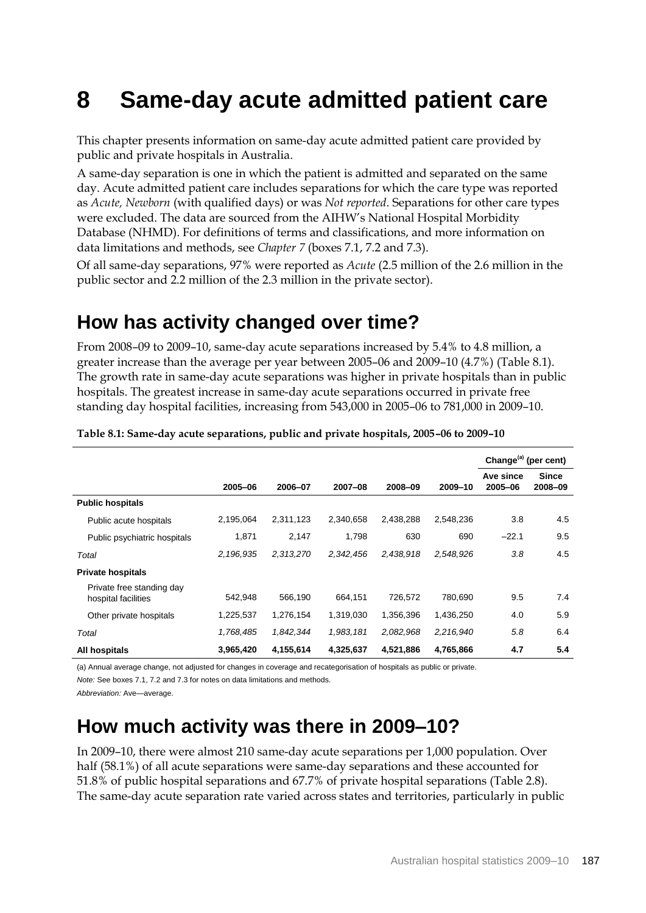# 8 Same-day acute admitted patient care

This chapter presents information on same-day acute admitted patient care provided by public and private hospitals in Australia.

A same-day separation is one in which the patient is admitted and separated on the same day. Acute admitted patient care includes separations for which the care type was reported as *Acute, Newborn* (with qualified days) or was *Not reported*. Separations for other care types were excluded. The data are sourced from the AIHW's National Hospital Morbidity Database (NHMD). For definitions of terms and classifications, and more information on data limitations and methods, see *Chapter 7* (boxes 7.1, 7.2 and 7.3).

Of all same-day separations, 97% were reported as *Acute* (2.5 million of the 2.6 million in the public sector and 2.2 million of the 2.3 million in the private sector).

## How has activity changed over time?

From 2008–09 to 2009–10, same-day acute separations increased by 5.4% to 4.8 million, a greater increase than the average per year between 2005–06 and 2009–10 (4.7%) (Table 8.1). The growth rate in same-day acute separations was higher in private hospitals than in public hospitals. The greatest increase in same-day acute separations occurred in private free standing day hospital facilities, increasing from 543,000 in 2005–06 to 781,000 in 2009–10.

**Table 8.1: Same-day acute separations, public and private hospitals, 2005–06 to 2009–10**

| | | | | | | Change[(a)] (per cent) | |
|---|---|---|---|---|---|---|---|
| | 2005–06 | 2006–07 | 2007–08 | 2008–09 | 2009–10 | Ave since 2005–06 | Since 2008–09 |
| **Public hospitals** | | | | | | | |
| Public acute hospitals | 2,195,064 | 2,311,123 | 2,340,658 | 2,438,288 | 2,548,236 | 3.8 | 4.5 |
| Public psychiatric hospitals | 1,871 | 2,147 | 1,798 | 630 | 690 | −22.1 | 9.5 |
| *Total* | *2,196,935* | *2,313,270* | *2,342,456* | *2,438,918* | *2,548,926* | *3.8* | 4.5 |
| **Private hospitals** | | | | | | | |
| Private free standing day hospital facilities | 542,948 | 566,190 | 664,151 | 726,572 | 780,690 | 9.5 | 7.4 |
| Other private hospitals | 1,225,537 | 1,276,154 | 1,319,030 | 1,356,396 | 1,436,250 | 4.0 | 5.9 |
| *Total* | *1,768,485* | *1,842,344* | *1,983,181* | *2,082,968* | *2,216,940* | *5.8* | 6.4 |
| **All hospitals** | **3,965,420** | **4,155,614** | **4,325,637** | **4,521,886** | **4,765,866** | **4.7** | **5.4** |

(a) Annual average change, not adjusted for changes in coverage and recategorisation of hospitals as public or private.

*Note:* See boxes 7.1, 7.2 and 7.3 for notes on data limitations and methods.

*Abbreviation:* Ave—average.

## How much activity was there in 2009–10?

In 2009–10, there were almost 210 same-day acute separations per 1,000 population. Over half (58.1%) of all acute separations were same-day separations and these accounted for 51.8% of public hospital separations and 67.7% of private hospital separations (Table 2.8). The same-day acute separation rate varied across states and territories, particularly in public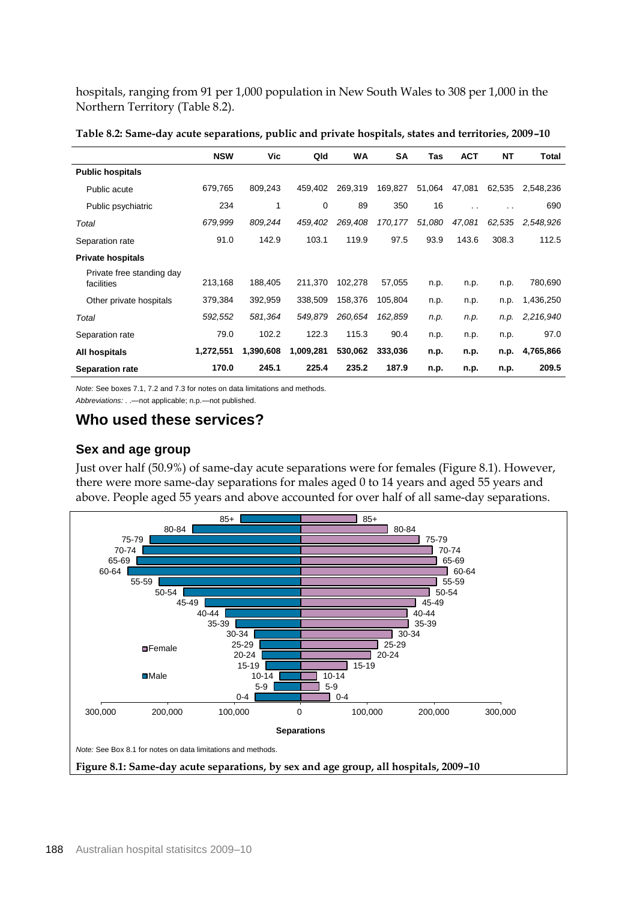hospitals, ranging from 91 per 1,000 population in New South Wales to 308 per 1,000 in the Northern Territory (Table 8.2).

**Table 8.2: Same-day acute separations, public and private hospitals, states and territories, 2009–10**

| | NSW | Vic | Qld | WA | SA | Tas | ACT | NT | Total |
|---|---|---|---|---|---|---|---|---|---|
| **Public hospitals** | | | | | | | | | |
| Public acute | 679,765 | 809,243 | 459,402 | 269,319 | 169,827 | 51,064 | 47,081 | 62,535 | 2,548,236 |
| Public psychiatric | 234 | 1 | 0 | 89 | 350 | 16 | . . | . . | 690 |
| *Total* | *679,999* | *809,244* | *459,402* | *269,408* | *170,177* | *51,080* | *47,081* | *62,535* | *2,548,926* |
| Separation rate | 91.0 | 142.9 | 103.1 | 119.9 | 97.5 | 93.9 | 143.6 | 308.3 | 112.5 |
| **Private hospitals** | | | | | | | | | |
| Private free standing day facilities | 213,168 | 188,405 | 211,370 | 102,278 | 57,055 | n.p. | n.p. | n.p. | 780,690 |
| Other private hospitals | 379,384 | 392,959 | 338,509 | 158,376 | 105,804 | n.p. | n.p. | n.p. | 1,436,250 |
| *Total* | *592,552* | *581,364* | *549,879* | *260,654* | *162,859* | *n.p.* | *n.p.* | *n.p.* | *2,216,940* |
| Separation rate | 79.0 | 102.2 | 122.3 | 115.3 | 90.4 | n.p. | n.p. | n.p. | 97.0 |
| **All hospitals** | **1,272,551** | **1,390,608** | **1,009,281** | **530,062** | **333,036** | **n.p.** | **n.p.** | **n.p.** | **4,765,866** |
| **Separation rate** | **170.0** | **245.1** | **225.4** | **235.2** | **187.9** | **n.p.** | **n.p.** | **n.p.** | **209.5** |

*Note:* See boxes 7.1, 7.2 and 7.3 for notes on data limitations and methods.

*Abbreviations:* . .—not applicable; n.p.—not published.

## Who used these services?

### Sex and age group

Just over half (50.9%) of same-day acute separations were for females (Figure 8.1). However, there were more same-day separations for males aged 0 to 14 years and aged 55 years and above. People aged 55 years and above accounted for over half of all same-day separations.

*Note:* See Box 8.1 for notes on data limitations and methods.

**Figure 8.1: Same-day acute separations, by sex and age group, all hospitals, 2009–10**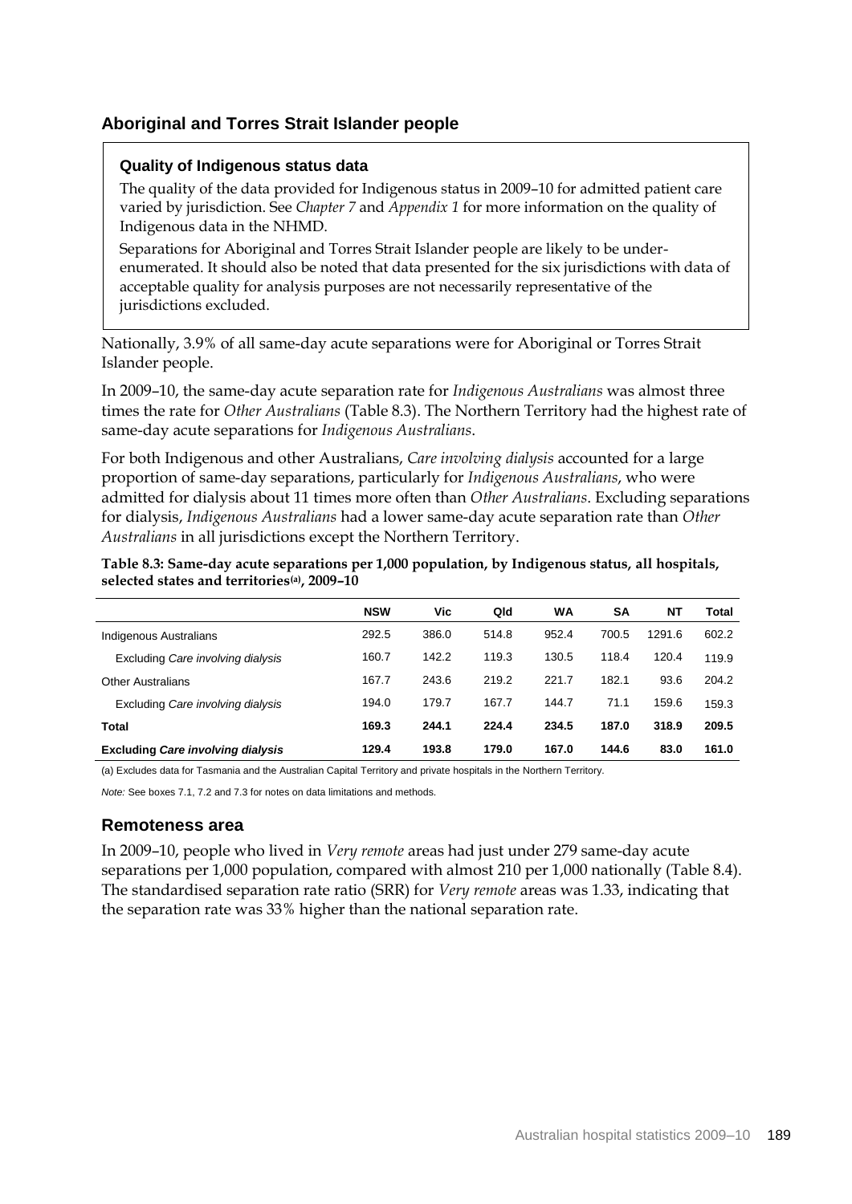## Aboriginal and Torres Strait Islander people

> **Quality of Indigenous status data**
>
> The quality of the data provided for Indigenous status in 2009–10 for admitted patient care varied by jurisdiction. See *Chapter 7* and *Appendix 1* for more information on the quality of Indigenous data in the NHMD.
>
> Separations for Aboriginal and Torres Strait Islander people are likely to be under-enumerated. It should also be noted that data presented for the six jurisdictions with data of acceptable quality for analysis purposes are not necessarily representative of the jurisdictions excluded.

Nationally, 3.9% of all same-day acute separations were for Aboriginal or Torres Strait Islander people.

In 2009–10, the same-day acute separation rate for *Indigenous Australians* was almost three times the rate for *Other Australians* (Table 8.3). The Northern Territory had the highest rate of same-day acute separations for *Indigenous Australians*.

For both Indigenous and other Australians, *Care involving dialysis* accounted for a large proportion of same-day separations, particularly for *Indigenous Australians*, who were admitted for dialysis about 11 times more often than *Other Australians*. Excluding separations for dialysis, *Indigenous Australians* had a lower same-day acute separation rate than *Other Australians* in all jurisdictions except the Northern Territory.

**Table 8.3: Same-day acute separations per 1,000 population, by Indigenous status, all hospitals, selected states and territories[(a)], 2009–10**

| | NSW | Vic | Qld | WA | SA | NT | Total |
|---|---|---|---|---|---|---|---|
| Indigenous Australians | 292.5 | 386.0 | 514.8 | 952.4 | 700.5 | 1291.6 | 602.2 |
| Excluding *Care involving dialysis* | 160.7 | 142.2 | 119.3 | 130.5 | 118.4 | 120.4 | 119.9 |
| Other Australians | 167.7 | 243.6 | 219.2 | 221.7 | 182.1 | 93.6 | 204.2 |
| Excluding *Care involving dialysis* | 194.0 | 179.7 | 167.7 | 144.7 | 71.1 | 159.6 | 159.3 |
| **Total** | **169.3** | **244.1** | **224.4** | **234.5** | **187.0** | **318.9** | **209.5** |
| **Excluding *Care involving dialysis*** | **129.4** | **193.8** | **179.0** | **167.0** | **144.6** | **83.0** | **161.0** |

(a) Excludes data for Tasmania and the Australian Capital Territory and private hospitals in the Northern Territory.

*Note:* See boxes 7.1, 7.2 and 7.3 for notes on data limitations and methods.

## Remoteness area

In 2009–10, people who lived in *Very remote* areas had just under 279 same-day acute separations per 1,000 population, compared with almost 210 per 1,000 nationally (Table 8.4). The standardised separation rate ratio (SRR) for *Very remote* areas was 1.33, indicating that the separation rate was 33% higher than the national separation rate.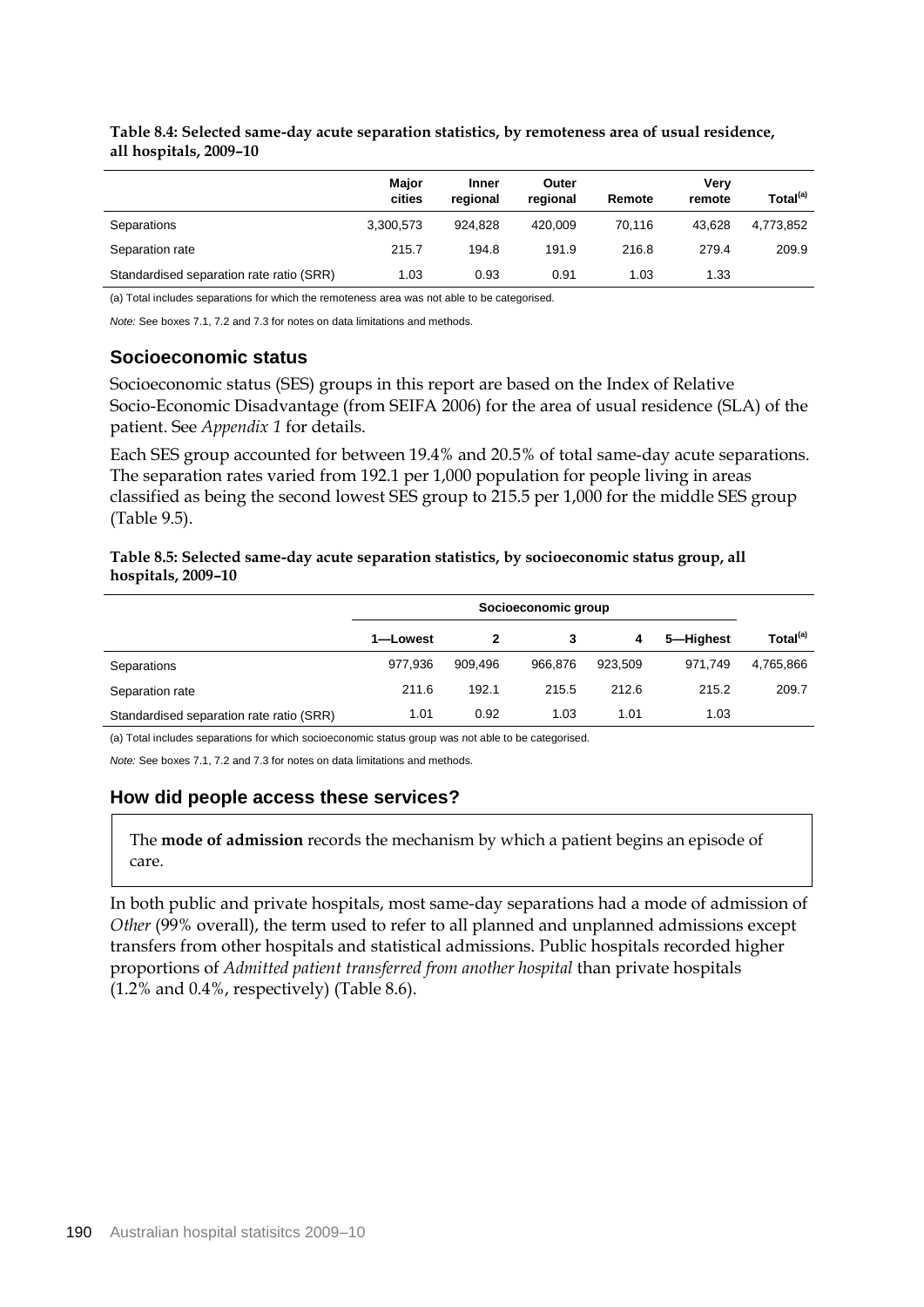**Table 8.4: Selected same-day acute separation statistics, by remoteness area of usual residence, all hospitals, 2009–10**

| | Major cities | Inner regional | Outer regional | Remote | Very remote | Total[(a)] |
|---|---|---|---|---|---|---|
| Separations | 3,300,573 | 924,828 | 420,009 | 70,116 | 43,628 | 4,773,852 |
| Separation rate | 215.7 | 194.8 | 191.9 | 216.8 | 279.4 | 209.9 |
| Standardised separation rate ratio (SRR) | 1.03 | 0.93 | 0.91 | 1.03 | 1.33 | |

(a) Total includes separations for which the remoteness area was not able to be categorised.

*Note:* See boxes 7.1, 7.2 and 7.3 for notes on data limitations and methods.

## Socioeconomic status

Socioeconomic status (SES) groups in this report are based on the Index of Relative Socio-Economic Disadvantage (from SEIFA 2006) for the area of usual residence (SLA) of the patient. See *Appendix 1* for details.

Each SES group accounted for between 19.4% and 20.5% of total same-day acute separations. The separation rates varied from 192.1 per 1,000 population for people living in areas classified as being the second lowest SES group to 215.5 per 1,000 for the middle SES group (Table 9.5).

**Table 8.5: Selected same-day acute separation statistics, by socioeconomic status group, all hospitals, 2009–10**

| | Socioeconomic group | | | | | |
|---|---|---|---|---|---|---|
| | 1—Lowest | 2 | 3 | 4 | 5—Highest | Total[(a)] |
| Separations | 977,936 | 909,496 | 966,876 | 923,509 | 971,749 | 4,765,866 |
| Separation rate | 211.6 | 192.1 | 215.5 | 212.6 | 215.2 | 209.7 |
| Standardised separation rate ratio (SRR) | 1.01 | 0.92 | 1.03 | 1.01 | 1.03 | |

(a) Total includes separations for which socioeconomic status group was not able to be categorised.

*Note:* See boxes 7.1, 7.2 and 7.3 for notes on data limitations and methods.

## How did people access these services?

The **mode of admission** records the mechanism by which a patient begins an episode of care.

In both public and private hospitals, most same-day separations had a mode of admission of *Other* (99% overall), the term used to refer to all planned and unplanned admissions except transfers from other hospitals and statistical admissions. Public hospitals recorded higher proportions of *Admitted patient transferred from another hospital* than private hospitals (1.2% and 0.4%, respectively) (Table 8.6).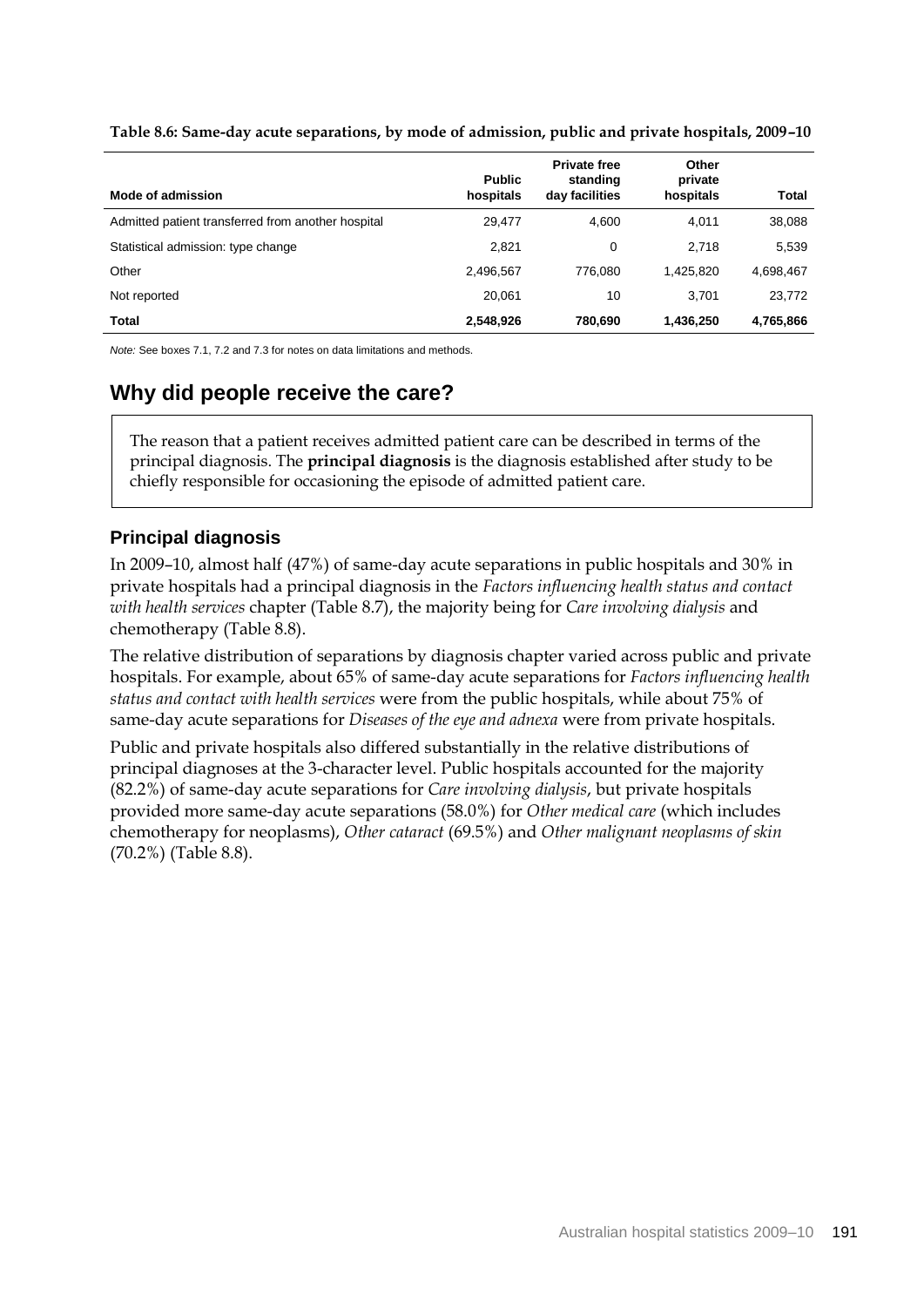**Table 8.6: Same-day acute separations, by mode of admission, public and private hospitals, 2009–10**

| Mode of admission | Public hospitals | Private free standing day facilities | Other private hospitals | Total |
|---|---|---|---|---|
| Admitted patient transferred from another hospital | 29,477 | 4,600 | 4,011 | 38,088 |
| Statistical admission: type change | 2,821 | 0 | 2,718 | 5,539 |
| Other | 2,496,567 | 776,080 | 1,425,820 | 4,698,467 |
| Not reported | 20,061 | 10 | 3,701 | 23,772 |
| **Total** | **2,548,926** | **780,690** | **1,436,250** | **4,765,866** |

*Note:* See boxes 7.1, 7.2 and 7.3 for notes on data limitations and methods.

## Why did people receive the care?

The reason that a patient receives admitted patient care can be described in terms of the principal diagnosis. The **principal diagnosis** is the diagnosis established after study to be chiefly responsible for occasioning the episode of admitted patient care.

### Principal diagnosis

In 2009–10, almost half (47%) of same-day acute separations in public hospitals and 30% in private hospitals had a principal diagnosis in the *Factors influencing health status and contact with health services* chapter (Table 8.7), the majority being for *Care involving dialysis* and chemotherapy (Table 8.8).

The relative distribution of separations by diagnosis chapter varied across public and private hospitals. For example, about 65% of same-day acute separations for *Factors influencing health status and contact with health services* were from the public hospitals, while about 75% of same-day acute separations for *Diseases of the eye and adnexa* were from private hospitals.

Public and private hospitals also differed substantially in the relative distributions of principal diagnoses at the 3-character level. Public hospitals accounted for the majority (82.2%) of same-day acute separations for *Care involving dialysis*, but private hospitals provided more same-day acute separations (58.0%) for *Other medical care* (which includes chemotherapy for neoplasms), *Other cataract* (69.5%) and *Other malignant neoplasms of skin* (70.2%) (Table 8.8).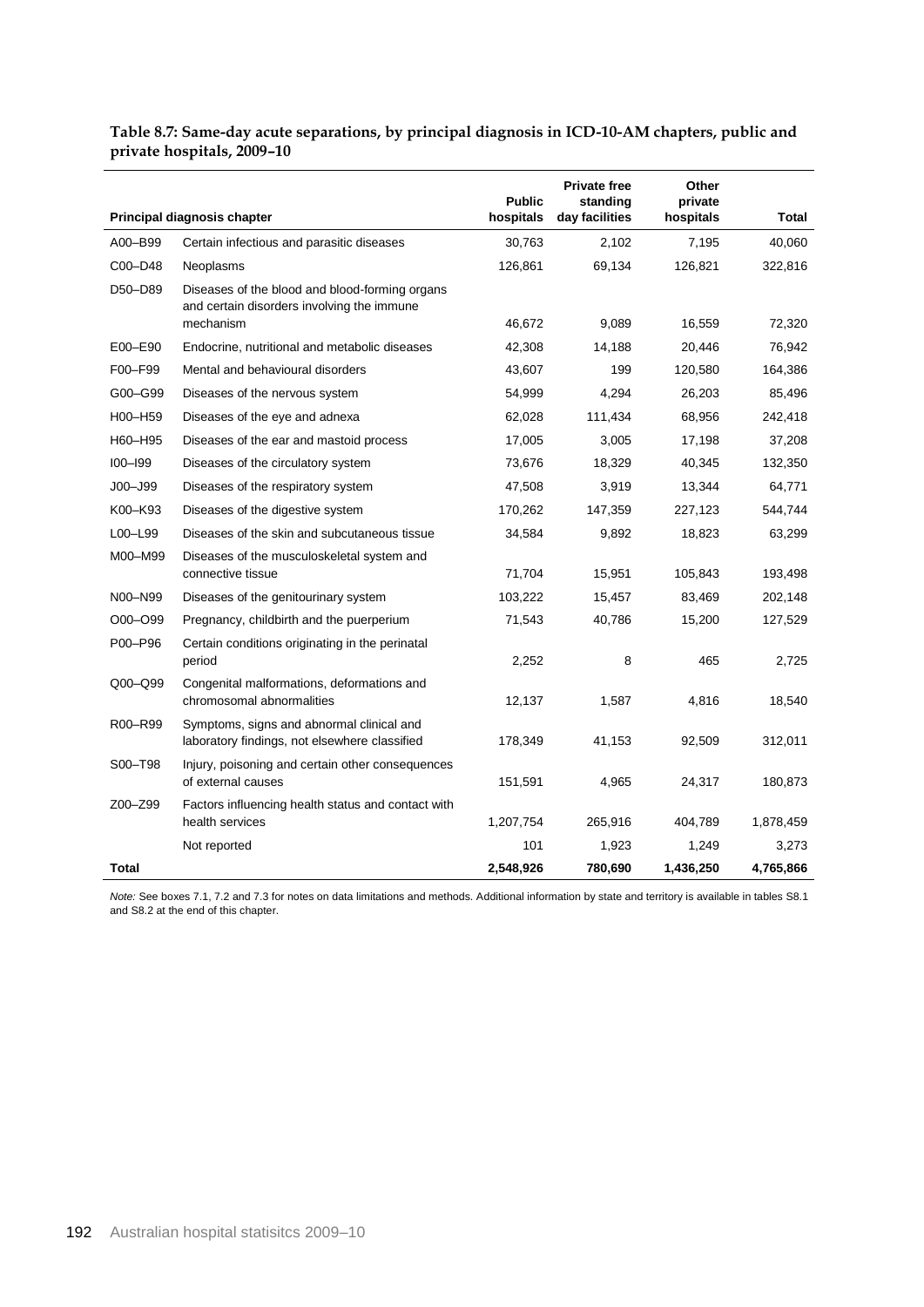**Table 8.7: Same-day acute separations, by principal diagnosis in ICD-10-AM chapters, public and private hospitals, 2009–10**

| Principal diagnosis chapter | | Public hospitals | Private free standing day facilities | Other private hospitals | Total |
|---|---|---|---|---|---|
| A00–B99 | Certain infectious and parasitic diseases | 30,763 | 2,102 | 7,195 | 40,060 |
| C00–D48 | Neoplasms | 126,861 | 69,134 | 126,821 | 322,816 |
| D50–D89 | Diseases of the blood and blood-forming organs and certain disorders involving the immune mechanism | 46,672 | 9,089 | 16,559 | 72,320 |
| E00–E90 | Endocrine, nutritional and metabolic diseases | 42,308 | 14,188 | 20,446 | 76,942 |
| F00–F99 | Mental and behavioural disorders | 43,607 | 199 | 120,580 | 164,386 |
| G00–G99 | Diseases of the nervous system | 54,999 | 4,294 | 26,203 | 85,496 |
| H00–H59 | Diseases of the eye and adnexa | 62,028 | 111,434 | 68,956 | 242,418 |
| H60–H95 | Diseases of the ear and mastoid process | 17,005 | 3,005 | 17,198 | 37,208 |
| I00–I99 | Diseases of the circulatory system | 73,676 | 18,329 | 40,345 | 132,350 |
| J00–J99 | Diseases of the respiratory system | 47,508 | 3,919 | 13,344 | 64,771 |
| K00–K93 | Diseases of the digestive system | 170,262 | 147,359 | 227,123 | 544,744 |
| L00–L99 | Diseases of the skin and subcutaneous tissue | 34,584 | 9,892 | 18,823 | 63,299 |
| M00–M99 | Diseases of the musculoskeletal system and connective tissue | 71,704 | 15,951 | 105,843 | 193,498 |
| N00–N99 | Diseases of the genitourinary system | 103,222 | 15,457 | 83,469 | 202,148 |
| O00–O99 | Pregnancy, childbirth and the puerperium | 71,543 | 40,786 | 15,200 | 127,529 |
| P00–P96 | Certain conditions originating in the perinatal period | 2,252 | 8 | 465 | 2,725 |
| Q00–Q99 | Congenital malformations, deformations and chromosomal abnormalities | 12,137 | 1,587 | 4,816 | 18,540 |
| R00–R99 | Symptoms, signs and abnormal clinical and laboratory findings, not elsewhere classified | 178,349 | 41,153 | 92,509 | 312,011 |
| S00–T98 | Injury, poisoning and certain other consequences of external causes | 151,591 | 4,965 | 24,317 | 180,873 |
| Z00–Z99 | Factors influencing health status and contact with health services | 1,207,754 | 265,916 | 404,789 | 1,878,459 |
| | Not reported | 101 | 1,923 | 1,249 | 3,273 |
| **Total** | | **2,548,926** | **780,690** | **1,436,250** | **4,765,866** |

*Note:* See boxes 7.1, 7.2 and 7.3 for notes on data limitations and methods. Additional information by state and territory is available in tables S8.1 and S8.2 at the end of this chapter.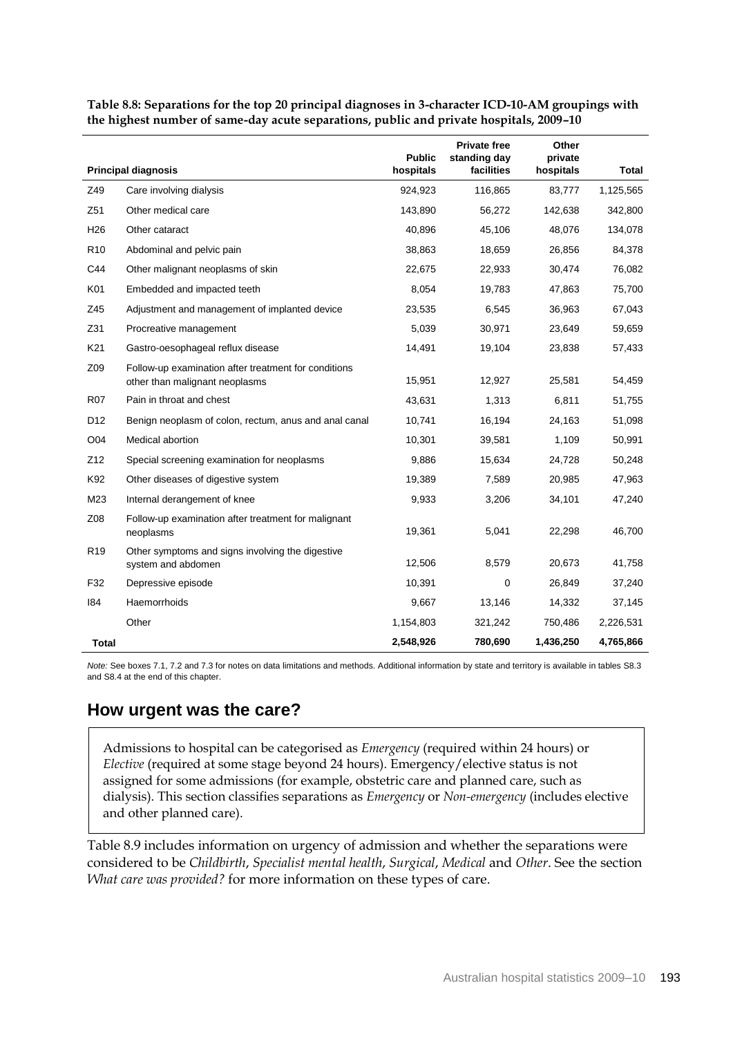**Table 8.8: Separations for the top 20 principal diagnoses in 3-character ICD-10-AM groupings with the highest number of same-day acute separations, public and private hospitals, 2009–10**

| Principal diagnosis | | Public hospitals | Private free standing day facilities | Other private hospitals | Total |
|---|---|---|---|---|---|
| Z49 | Care involving dialysis | 924,923 | 116,865 | 83,777 | 1,125,565 |
| Z51 | Other medical care | 143,890 | 56,272 | 142,638 | 342,800 |
| H26 | Other cataract | 40,896 | 45,106 | 48,076 | 134,078 |
| R10 | Abdominal and pelvic pain | 38,863 | 18,659 | 26,856 | 84,378 |
| C44 | Other malignant neoplasms of skin | 22,675 | 22,933 | 30,474 | 76,082 |
| K01 | Embedded and impacted teeth | 8,054 | 19,783 | 47,863 | 75,700 |
| Z45 | Adjustment and management of implanted device | 23,535 | 6,545 | 36,963 | 67,043 |
| Z31 | Procreative management | 5,039 | 30,971 | 23,649 | 59,659 |
| K21 | Gastro-oesophageal reflux disease | 14,491 | 19,104 | 23,838 | 57,433 |
| Z09 | Follow-up examination after treatment for conditions other than malignant neoplasms | 15,951 | 12,927 | 25,581 | 54,459 |
| R07 | Pain in throat and chest | 43,631 | 1,313 | 6,811 | 51,755 |
| D12 | Benign neoplasm of colon, rectum, anus and anal canal | 10,741 | 16,194 | 24,163 | 51,098 |
| O04 | Medical abortion | 10,301 | 39,581 | 1,109 | 50,991 |
| Z12 | Special screening examination for neoplasms | 9,886 | 15,634 | 24,728 | 50,248 |
| K92 | Other diseases of digestive system | 19,389 | 7,589 | 20,985 | 47,963 |
| M23 | Internal derangement of knee | 9,933 | 3,206 | 34,101 | 47,240 |
| Z08 | Follow-up examination after treatment for malignant neoplasms | 19,361 | 5,041 | 22,298 | 46,700 |
| R19 | Other symptoms and signs involving the digestive system and abdomen | 12,506 | 8,579 | 20,673 | 41,758 |
| F32 | Depressive episode | 10,391 | 0 | 26,849 | 37,240 |
| I84 | Haemorrhoids | 9,667 | 13,146 | 14,332 | 37,145 |
| | Other | 1,154,803 | 321,242 | 750,486 | 2,226,531 |
| **Total** | | **2,548,926** | **780,690** | **1,436,250** | **4,765,866** |

*Note:* See boxes 7.1, 7.2 and 7.3 for notes on data limitations and methods. Additional information by state and territory is available in tables S8.3 and S8.4 at the end of this chapter.

## How urgent was the care?

Admissions to hospital can be categorised as *Emergency* (required within 24 hours) or *Elective* (required at some stage beyond 24 hours). Emergency/elective status is not assigned for some admissions (for example, obstetric care and planned care, such as dialysis). This section classifies separations as *Emergency* or *Non-emergency* (includes elective and other planned care).

Table 8.9 includes information on urgency of admission and whether the separations were considered to be *Childbirth*, *Specialist mental health*, *Surgical*, *Medical* and *Other*. See the section *What care was provided?* for more information on these types of care.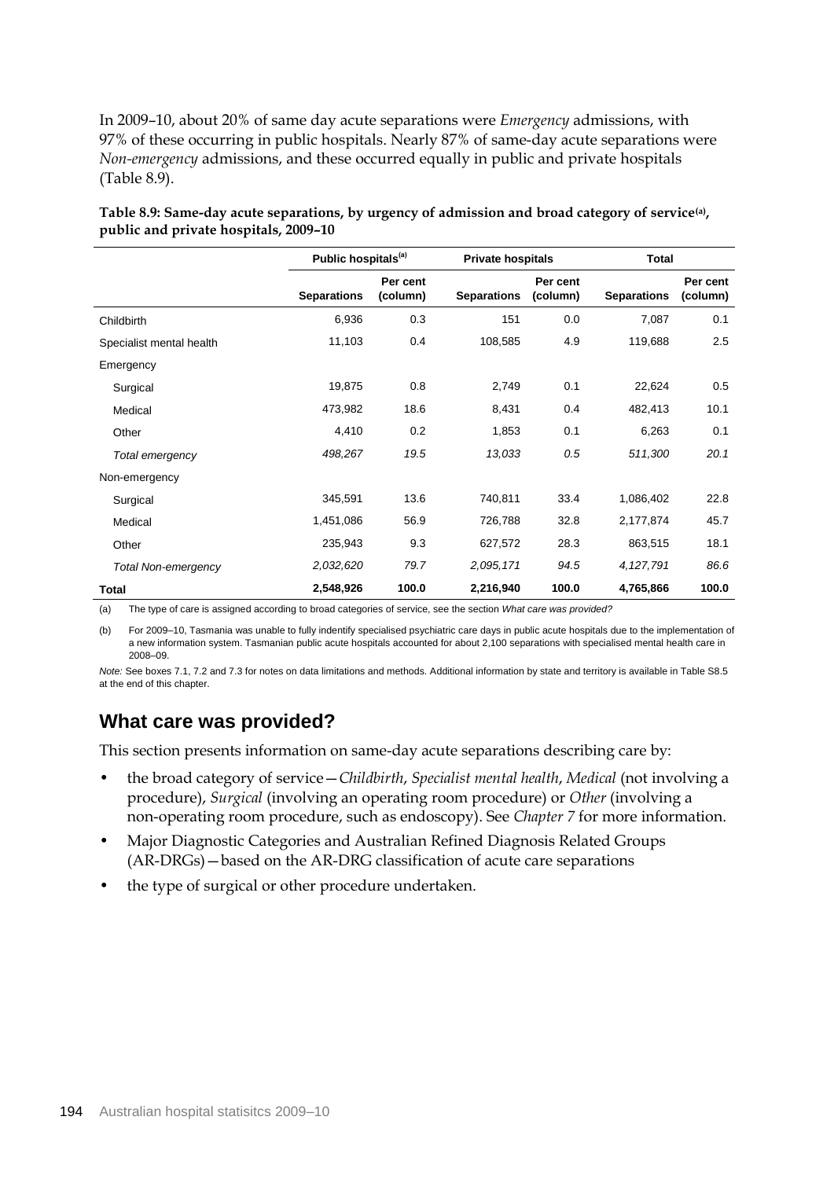In 2009–10, about 20% of same day acute separations were *Emergency* admissions, with 97% of these occurring in public hospitals. Nearly 87% of same-day acute separations were *Non-emergency* admissions, and these occurred equally in public and private hospitals (Table 8.9).

**Table 8.9: Same-day acute separations, by urgency of admission and broad category of service[(a)], public and private hospitals, 2009–10**

| | Public hospitals[(a)] | | Private hospitals | | Total | |
|---|---|---|---|---|---|---|
| | **Separations** | **Per cent (column)** | **Separations** | **Per cent (column)** | **Separations** | **Per cent (column)** |
| Childbirth | 6,936 | 0.3 | 151 | 0.0 | 7,087 | 0.1 |
| Specialist mental health | 11,103 | 0.4 | 108,585 | 4.9 | 119,688 | 2.5 |
| Emergency | | | | | | |
| Surgical | 19,875 | 0.8 | 2,749 | 0.1 | 22,624 | 0.5 |
| Medical | 473,982 | 18.6 | 8,431 | 0.4 | 482,413 | 10.1 |
| Other | 4,410 | 0.2 | 1,853 | 0.1 | 6,263 | 0.1 |
| *Total emergency* | *498,267* | *19.5* | *13,033* | *0.5* | *511,300* | *20.1* |
| Non-emergency | | | | | | |
| Surgical | 345,591 | 13.6 | 740,811 | 33.4 | 1,086,402 | 22.8 |
| Medical | 1,451,086 | 56.9 | 726,788 | 32.8 | 2,177,874 | 45.7 |
| Other | 235,943 | 9.3 | 627,572 | 28.3 | 863,515 | 18.1 |
| *Total Non-emergency* | *2,032,620* | *79.7* | *2,095,171* | *94.5* | *4,127,791* | *86.6* |
| **Total** | **2,548,926** | **100.0** | **2,216,940** | **100.0** | **4,765,866** | **100.0** |

(a) The type of care is assigned according to broad categories of service, see the section *What care was provided?*

(b) For 2009–10, Tasmania was unable to fully indentify specialised psychiatric care days in public acute hospitals due to the implementation of a new information system. Tasmanian public acute hospitals accounted for about 2,100 separations with specialised mental health care in 2008–09.

*Note:* See boxes 7.1, 7.2 and 7.3 for notes on data limitations and methods. Additional information by state and territory is available in Table S8.5 at the end of this chapter.

## What care was provided?

This section presents information on same-day acute separations describing care by:

- the broad category of service—*Childbirth*, *Specialist mental health*, *Medical* (not involving a procedure), *Surgical* (involving an operating room procedure) or *Other* (involving a non-operating room procedure, such as endoscopy). See *Chapter 7* for more information.
- Major Diagnostic Categories and Australian Refined Diagnosis Related Groups (AR-DRGs)—based on the AR-DRG classification of acute care separations
- the type of surgical or other procedure undertaken.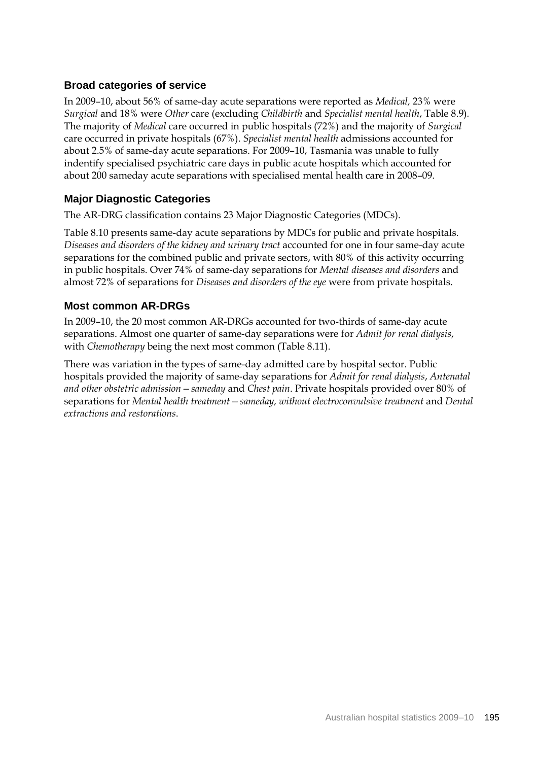### Broad categories of service

In 2009–10, about 56% of same-day acute separations were reported as *Medical,* 23% were *Surgical* and 18% were *Other* care (excluding *Childbirth* and *Specialist mental health*, Table 8.9). The majority of *Medical* care occurred in public hospitals (72%) and the majority of *Surgical* care occurred in private hospitals (67%). *Specialist mental health* admissions accounted for about 2.5% of same-day acute separations. For 2009–10, Tasmania was unable to fully indentify specialised psychiatric care days in public acute hospitals which accounted for about 200 sameday acute separations with specialised mental health care in 2008–09.

### Major Diagnostic Categories

The AR-DRG classification contains 23 Major Diagnostic Categories (MDCs).

Table 8.10 presents same-day acute separations by MDCs for public and private hospitals. *Diseases and disorders of the kidney and urinary tract* accounted for one in four same-day acute separations for the combined public and private sectors, with 80% of this activity occurring in public hospitals. Over 74% of same-day separations for *Mental diseases and disorders* and almost 72% of separations for *Diseases and disorders of the eye* were from private hospitals.

### Most common AR-DRGs

In 2009–10, the 20 most common AR-DRGs accounted for two-thirds of same-day acute separations. Almost one quarter of same-day separations were for *Admit for renal dialysis*, with *Chemotherapy* being the next most common (Table 8.11).

There was variation in the types of same-day admitted care by hospital sector. Public hospitals provided the majority of same-day separations for *Admit for renal dialysis*, *Antenatal and other obstetric admission – sameday* and *Chest pain*. Private hospitals provided over 80% of separations for *Mental health treatment – sameday, without electroconvulsive treatment* and *Dental extractions and restorations*.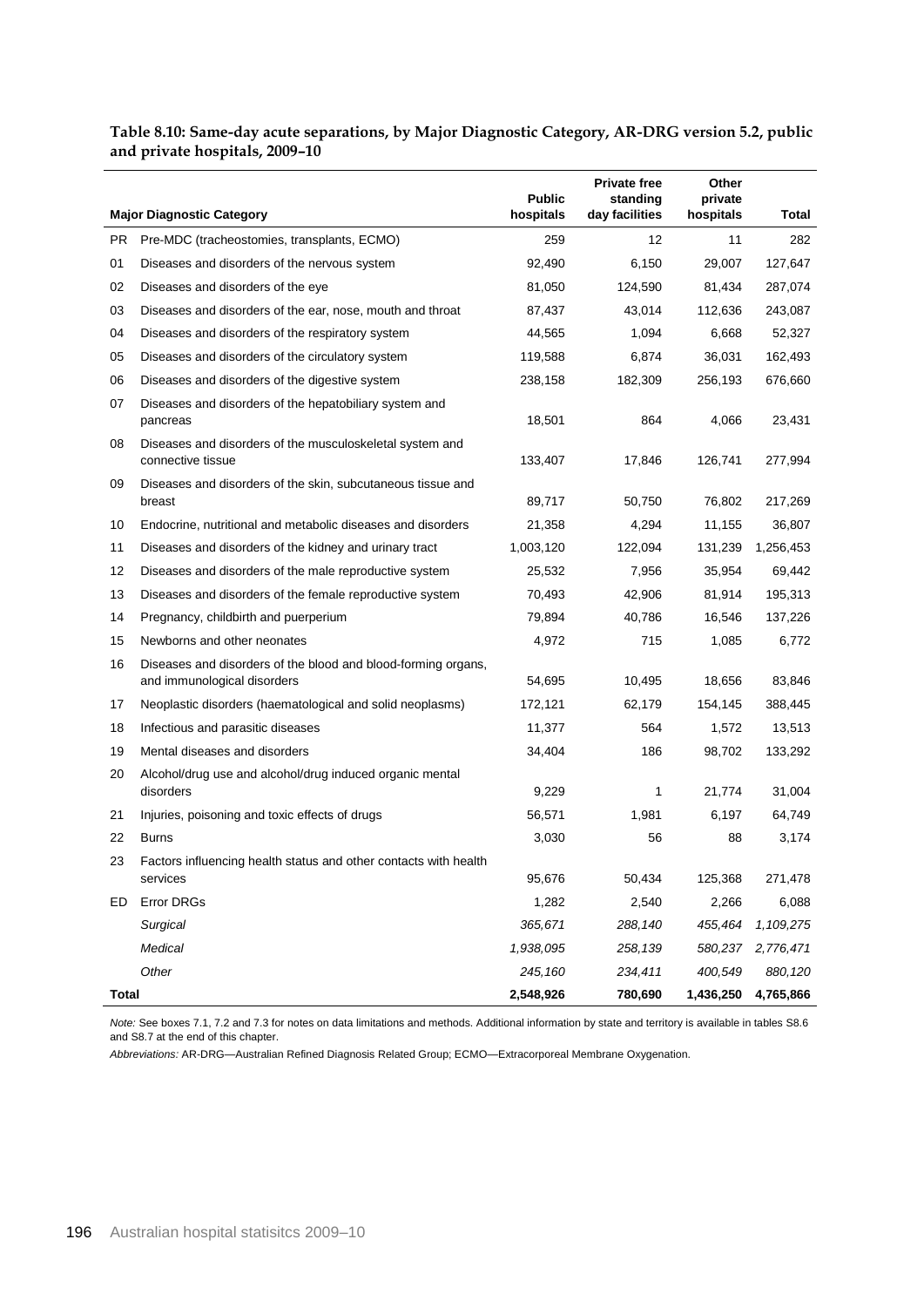**Table 8.10: Same-day acute separations, by Major Diagnostic Category, AR-DRG version 5.2, public and private hospitals, 2009–10**

| | Major Diagnostic Category | Public hospitals | Private free standing day facilities | Other private hospitals | Total |
|---|---|---|---|---|---|
| PR | Pre-MDC (tracheostomies, transplants, ECMO) | 259 | 12 | 11 | 282 |
| 01 | Diseases and disorders of the nervous system | 92,490 | 6,150 | 29,007 | 127,647 |
| 02 | Diseases and disorders of the eye | 81,050 | 124,590 | 81,434 | 287,074 |
| 03 | Diseases and disorders of the ear, nose, mouth and throat | 87,437 | 43,014 | 112,636 | 243,087 |
| 04 | Diseases and disorders of the respiratory system | 44,565 | 1,094 | 6,668 | 52,327 |
| 05 | Diseases and disorders of the circulatory system | 119,588 | 6,874 | 36,031 | 162,493 |
| 06 | Diseases and disorders of the digestive system | 238,158 | 182,309 | 256,193 | 676,660 |
| 07 | Diseases and disorders of the hepatobiliary system and pancreas | 18,501 | 864 | 4,066 | 23,431 |
| 08 | Diseases and disorders of the musculoskeletal system and connective tissue | 133,407 | 17,846 | 126,741 | 277,994 |
| 09 | Diseases and disorders of the skin, subcutaneous tissue and breast | 89,717 | 50,750 | 76,802 | 217,269 |
| 10 | Endocrine, nutritional and metabolic diseases and disorders | 21,358 | 4,294 | 11,155 | 36,807 |
| 11 | Diseases and disorders of the kidney and urinary tract | 1,003,120 | 122,094 | 131,239 | 1,256,453 |
| 12 | Diseases and disorders of the male reproductive system | 25,532 | 7,956 | 35,954 | 69,442 |
| 13 | Diseases and disorders of the female reproductive system | 70,493 | 42,906 | 81,914 | 195,313 |
| 14 | Pregnancy, childbirth and puerperium | 79,894 | 40,786 | 16,546 | 137,226 |
| 15 | Newborns and other neonates | 4,972 | 715 | 1,085 | 6,772 |
| 16 | Diseases and disorders of the blood and blood-forming organs, and immunological disorders | 54,695 | 10,495 | 18,656 | 83,846 |
| 17 | Neoplastic disorders (haematological and solid neoplasms) | 172,121 | 62,179 | 154,145 | 388,445 |
| 18 | Infectious and parasitic diseases | 11,377 | 564 | 1,572 | 13,513 |
| 19 | Mental diseases and disorders | 34,404 | 186 | 98,702 | 133,292 |
| 20 | Alcohol/drug use and alcohol/drug induced organic mental disorders | 9,229 | 1 | 21,774 | 31,004 |
| 21 | Injuries, poisoning and toxic effects of drugs | 56,571 | 1,981 | 6,197 | 64,749 |
| 22 | Burns | 3,030 | 56 | 88 | 3,174 |
| 23 | Factors influencing health status and other contacts with health services | 95,676 | 50,434 | 125,368 | 271,478 |
| ED | Error DRGs | 1,282 | 2,540 | 2,266 | 6,088 |
| | *Surgical* | *365,671* | *288,140* | *455,464* | *1,109,275* |
| | *Medical* | *1,938,095* | *258,139* | *580,237* | *2,776,471* |
| | *Other* | *245,160* | *234,411* | *400,549* | *880,120* |
| **Total** | | **2,548,926** | **780,690** | **1,436,250** | **4,765,866** |

*Note:* See boxes 7.1, 7.2 and 7.3 for notes on data limitations and methods. Additional information by state and territory is available in tables S8.6 and S8.7 at the end of this chapter.

*Abbreviations:* AR-DRG—Australian Refined Diagnosis Related Group; ECMO—Extracorporeal Membrane Oxygenation.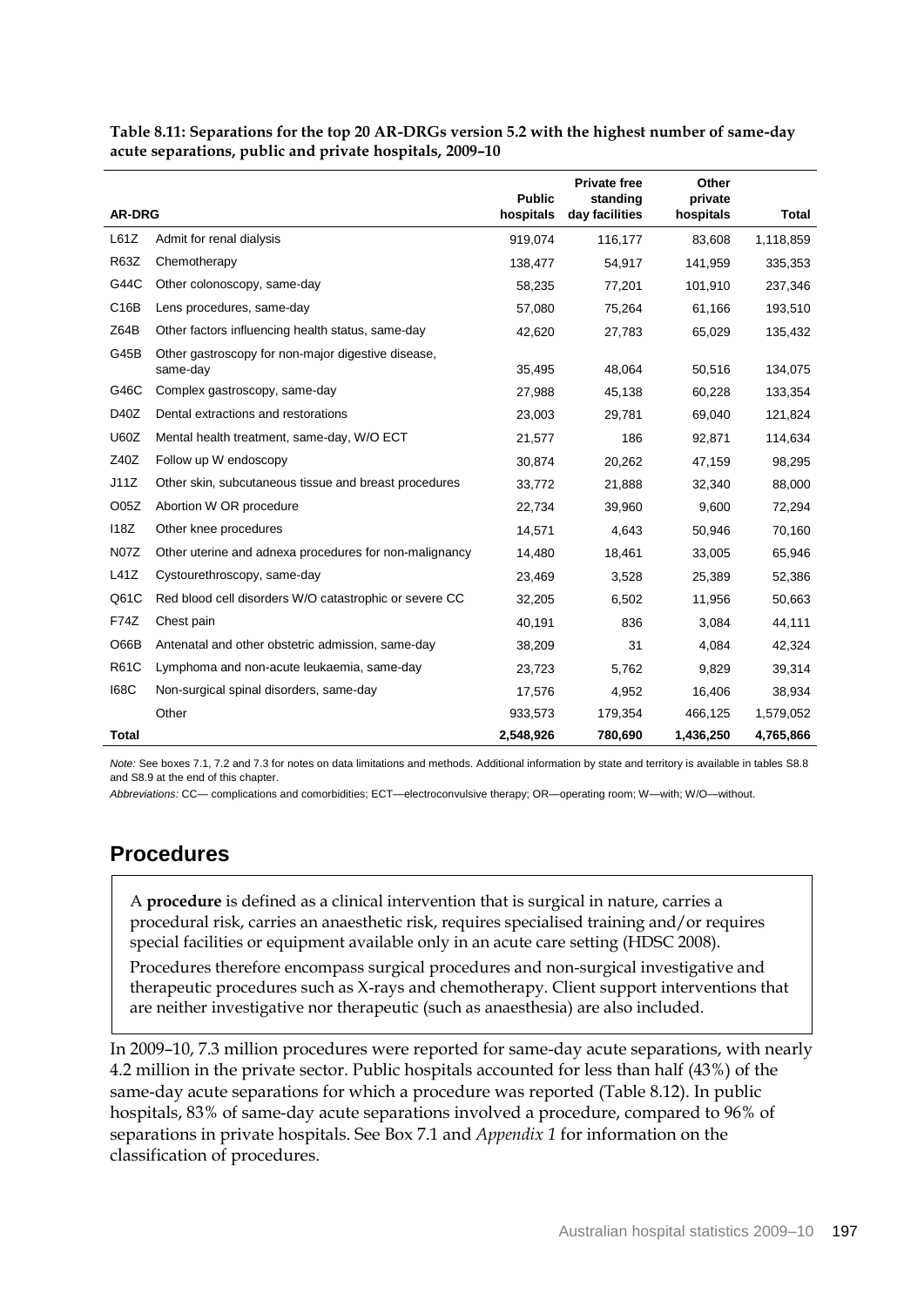**Table 8.11: Separations for the top 20 AR-DRGs version 5.2 with the highest number of same-day acute separations, public and private hospitals, 2009–10**

| AR-DRG | | Public hospitals | Private free standing day facilities | Other private hospitals | Total |
|---|---|---|---|---|---|
| L61Z | Admit for renal dialysis | 919,074 | 116,177 | 83,608 | 1,118,859 |
| R63Z | Chemotherapy | 138,477 | 54,917 | 141,959 | 335,353 |
| G44C | Other colonoscopy, same-day | 58,235 | 77,201 | 101,910 | 237,346 |
| C16B | Lens procedures, same-day | 57,080 | 75,264 | 61,166 | 193,510 |
| Z64B | Other factors influencing health status, same-day | 42,620 | 27,783 | 65,029 | 135,432 |
| G45B | Other gastroscopy for non-major digestive disease, same-day | 35,495 | 48,064 | 50,516 | 134,075 |
| G46C | Complex gastroscopy, same-day | 27,988 | 45,138 | 60,228 | 133,354 |
| D40Z | Dental extractions and restorations | 23,003 | 29,781 | 69,040 | 121,824 |
| U60Z | Mental health treatment, same-day, W/O ECT | 21,577 | 186 | 92,871 | 114,634 |
| Z40Z | Follow up W endoscopy | 30,874 | 20,262 | 47,159 | 98,295 |
| J11Z | Other skin, subcutaneous tissue and breast procedures | 33,772 | 21,888 | 32,340 | 88,000 |
| O05Z | Abortion W OR procedure | 22,734 | 39,960 | 9,600 | 72,294 |
| I18Z | Other knee procedures | 14,571 | 4,643 | 50,946 | 70,160 |
| N07Z | Other uterine and adnexa procedures for non-malignancy | 14,480 | 18,461 | 33,005 | 65,946 |
| L41Z | Cystourethroscopy, same-day | 23,469 | 3,528 | 25,389 | 52,386 |
| Q61C | Red blood cell disorders W/O catastrophic or severe CC | 32,205 | 6,502 | 11,956 | 50,663 |
| F74Z | Chest pain | 40,191 | 836 | 3,084 | 44,111 |
| O66B | Antenatal and other obstetric admission, same-day | 38,209 | 31 | 4,084 | 42,324 |
| R61C | Lymphoma and non-acute leukaemia, same-day | 23,723 | 5,762 | 9,829 | 39,314 |
| I68C | Non-surgical spinal disorders, same-day | 17,576 | 4,952 | 16,406 | 38,934 |
| | Other | 933,573 | 179,354 | 466,125 | 1,579,052 |
| **Total** | | **2,548,926** | **780,690** | **1,436,250** | **4,765,866** |

*Note:* See boxes 7.1, 7.2 and 7.3 for notes on data limitations and methods. Additional information by state and territory is available in tables S8.8 and S8.9 at the end of this chapter.

*Abbreviations:* CC— complications and comorbidities; ECT—electroconvulsive therapy; OR—operating room; W—with; W/O—without.

## Procedures

A **procedure** is defined as a clinical intervention that is surgical in nature, carries a procedural risk, carries an anaesthetic risk, requires specialised training and/or requires special facilities or equipment available only in an acute care setting (HDSC 2008).

Procedures therefore encompass surgical procedures and non-surgical investigative and therapeutic procedures such as X-rays and chemotherapy. Client support interventions that are neither investigative nor therapeutic (such as anaesthesia) are also included.

In 2009–10, 7.3 million procedures were reported for same-day acute separations, with nearly 4.2 million in the private sector. Public hospitals accounted for less than half (43%) of the same-day acute separations for which a procedure was reported (Table 8.12). In public hospitals, 83% of same-day acute separations involved a procedure, compared to 96% of separations in private hospitals. See Box 7.1 and *Appendix 1* for information on the classification of procedures.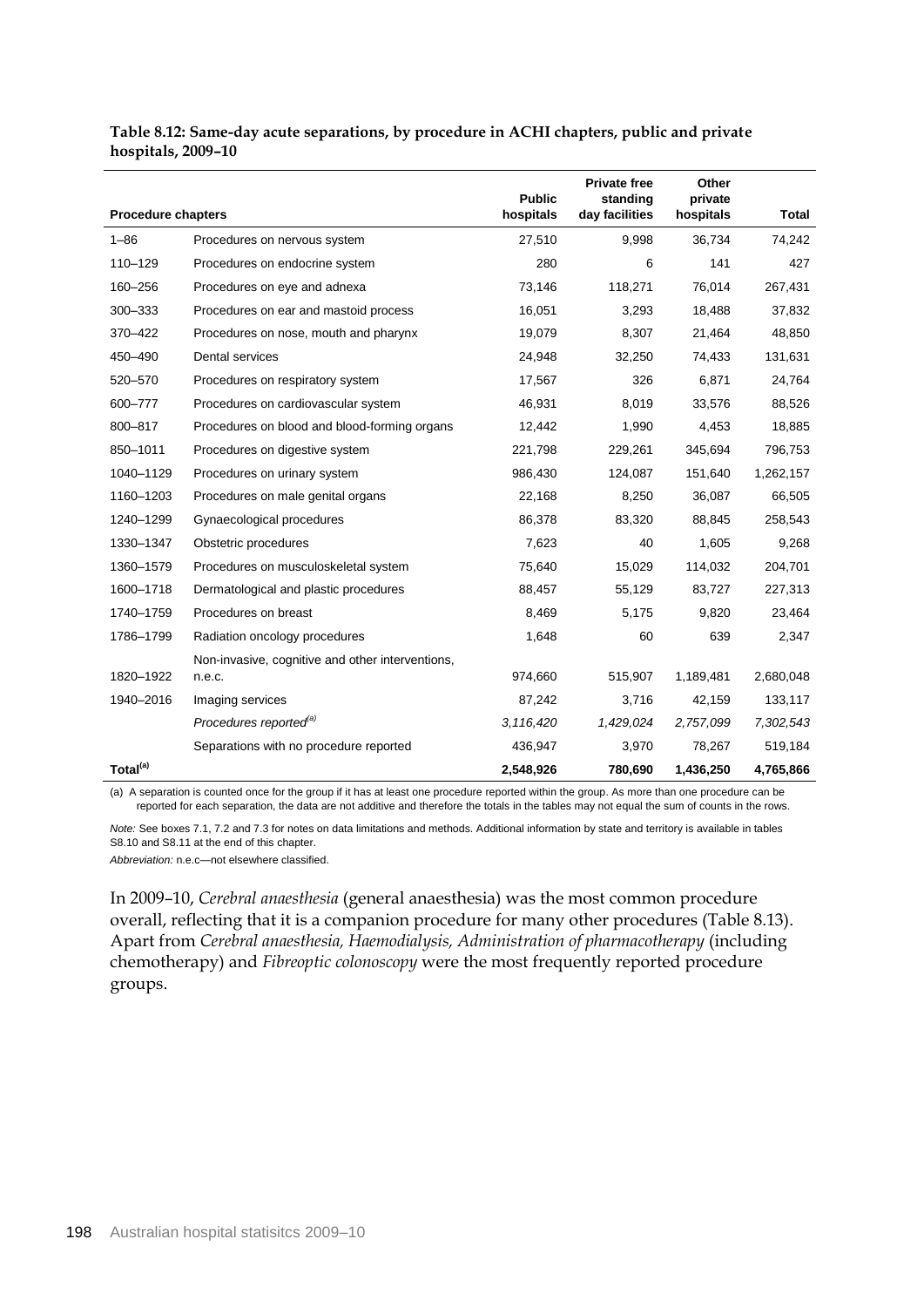**Table 8.12: Same-day acute separations, by procedure in ACHI chapters, public and private hospitals, 2009–10**

| Procedure chapters | | Public hospitals | Private free standing day facilities | Other private hospitals | Total |
|---|---|---|---|---|---|
| 1–86 | Procedures on nervous system | 27,510 | 9,998 | 36,734 | 74,242 |
| 110–129 | Procedures on endocrine system | 280 | 6 | 141 | 427 |
| 160–256 | Procedures on eye and adnexa | 73,146 | 118,271 | 76,014 | 267,431 |
| 300–333 | Procedures on ear and mastoid process | 16,051 | 3,293 | 18,488 | 37,832 |
| 370–422 | Procedures on nose, mouth and pharynx | 19,079 | 8,307 | 21,464 | 48,850 |
| 450–490 | Dental services | 24,948 | 32,250 | 74,433 | 131,631 |
| 520–570 | Procedures on respiratory system | 17,567 | 326 | 6,871 | 24,764 |
| 600–777 | Procedures on cardiovascular system | 46,931 | 8,019 | 33,576 | 88,526 |
| 800–817 | Procedures on blood and blood-forming organs | 12,442 | 1,990 | 4,453 | 18,885 |
| 850–1011 | Procedures on digestive system | 221,798 | 229,261 | 345,694 | 796,753 |
| 1040–1129 | Procedures on urinary system | 986,430 | 124,087 | 151,640 | 1,262,157 |
| 1160–1203 | Procedures on male genital organs | 22,168 | 8,250 | 36,087 | 66,505 |
| 1240–1299 | Gynaecological procedures | 86,378 | 83,320 | 88,845 | 258,543 |
| 1330–1347 | Obstetric procedures | 7,623 | 40 | 1,605 | 9,268 |
| 1360–1579 | Procedures on musculoskeletal system | 75,640 | 15,029 | 114,032 | 204,701 |
| 1600–1718 | Dermatological and plastic procedures | 88,457 | 55,129 | 83,727 | 227,313 |
| 1740–1759 | Procedures on breast | 8,469 | 5,175 | 9,820 | 23,464 |
| 1786–1799 | Radiation oncology procedures | 1,648 | 60 | 639 | 2,347 |
| 1820–1922 | Non-invasive, cognitive and other interventions, n.e.c. | 974,660 | 515,907 | 1,189,481 | 2,680,048 |
| 1940–2016 | Imaging services | 87,242 | 3,716 | 42,159 | 133,117 |
| | *Procedures reported[(a)]* | *3,116,420* | *1,429,024* | *2,757,099* | *7,302,543* |
| | Separations with no procedure reported | 436,947 | 3,970 | 78,267 | 519,184 |
| **Total[(a)]** | | **2,548,926** | **780,690** | **1,436,250** | **4,765,866** |

(a) A separation is counted once for the group if it has at least one procedure reported within the group. As more than one procedure can be reported for each separation, the data are not additive and therefore the totals in the tables may not equal the sum of counts in the rows.

*Note:* See boxes 7.1, 7.2 and 7.3 for notes on data limitations and methods. Additional information by state and territory is available in tables S8.10 and S8.11 at the end of this chapter.

*Abbreviation:* n.e.c—not elsewhere classified.

In 2009–10, *Cerebral anaesthesia* (general anaesthesia) was the most common procedure overall, reflecting that it is a companion procedure for many other procedures (Table 8.13). Apart from *Cerebral anaesthesia, Haemodialysis, Administration of pharmacotherapy* (including chemotherapy) and *Fibreoptic colonoscopy* were the most frequently reported procedure groups.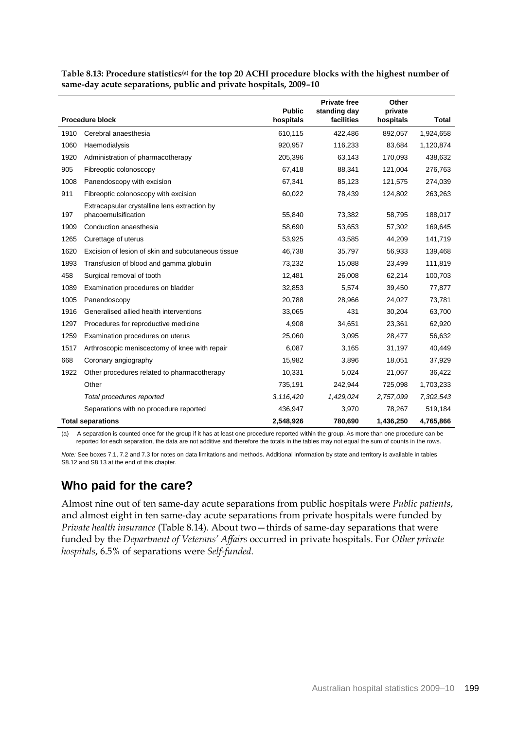**Table 8.13: Procedure statistics[(a)] for the top 20 ACHI procedure blocks with the highest number of same-day acute separations, public and private hospitals, 2009–10**

| | Procedure block | Public hospitals | Private free standing day facilities | Other private hospitals | Total |
|---|---|---|---|---|---|
| 1910 | Cerebral anaesthesia | 610,115 | 422,486 | 892,057 | 1,924,658 |
| 1060 | Haemodialysis | 920,957 | 116,233 | 83,684 | 1,120,874 |
| 1920 | Administration of pharmacotherapy | 205,396 | 63,143 | 170,093 | 438,632 |
| 905 | Fibreoptic colonoscopy | 67,418 | 88,341 | 121,004 | 276,763 |
| 1008 | Panendoscopy with excision | 67,341 | 85,123 | 121,575 | 274,039 |
| 911 | Fibreoptic colonoscopy with excision | 60,022 | 78,439 | 124,802 | 263,263 |
| 197 | Extracapsular crystalline lens extraction by phacoemulsification | 55,840 | 73,382 | 58,795 | 188,017 |
| 1909 | Conduction anaesthesia | 58,690 | 53,653 | 57,302 | 169,645 |
| 1265 | Curettage of uterus | 53,925 | 43,585 | 44,209 | 141,719 |
| 1620 | Excision of lesion of skin and subcutaneous tissue | 46,738 | 35,797 | 56,933 | 139,468 |
| 1893 | Transfusion of blood and gamma globulin | 73,232 | 15,088 | 23,499 | 111,819 |
| 458 | Surgical removal of tooth | 12,481 | 26,008 | 62,214 | 100,703 |
| 1089 | Examination procedures on bladder | 32,853 | 5,574 | 39,450 | 77,877 |
| 1005 | Panendoscopy | 20,788 | 28,966 | 24,027 | 73,781 |
| 1916 | Generalised allied health interventions | 33,065 | 431 | 30,204 | 63,700 |
| 1297 | Procedures for reproductive medicine | 4,908 | 34,651 | 23,361 | 62,920 |
| 1259 | Examination procedures on uterus | 25,060 | 3,095 | 28,477 | 56,632 |
| 1517 | Arthroscopic meniscectomy of knee with repair | 6,087 | 3,165 | 31,197 | 40,449 |
| 668 | Coronary angiography | 15,982 | 3,896 | 18,051 | 37,929 |
| 1922 | Other procedures related to pharmacotherapy | 10,331 | 5,024 | 21,067 | 36,422 |
| | Other | 735,191 | 242,944 | 725,098 | 1,703,233 |
| | *Total procedures reported* | *3,116,420* | *1,429,024* | *2,757,099* | *7,302,543* |
| | Separations with no procedure reported | 436,947 | 3,970 | 78,267 | 519,184 |
| **Total separations** | | **2,548,926** | **780,690** | **1,436,250** | **4,765,866** |

(a) A separation is counted once for the group if it has at least one procedure reported within the group. As more than one procedure can be reported for each separation, the data are not additive and therefore the totals in the tables may not equal the sum of counts in the rows.

*Note:* See boxes 7.1, 7.2 and 7.3 for notes on data limitations and methods. Additional information by state and territory is available in tables S8.12 and S8.13 at the end of this chapter.

## Who paid for the care?

Almost nine out of ten same-day acute separations from public hospitals were *Public patients*, and almost eight in ten same-day acute separations from private hospitals were funded by *Private health insurance* (Table 8.14). About two—thirds of same-day separations that were funded by the *Department of Veterans' Affairs* occurred in private hospitals. For *Other private hospitals*, 6.5% of separations were *Self-funded*.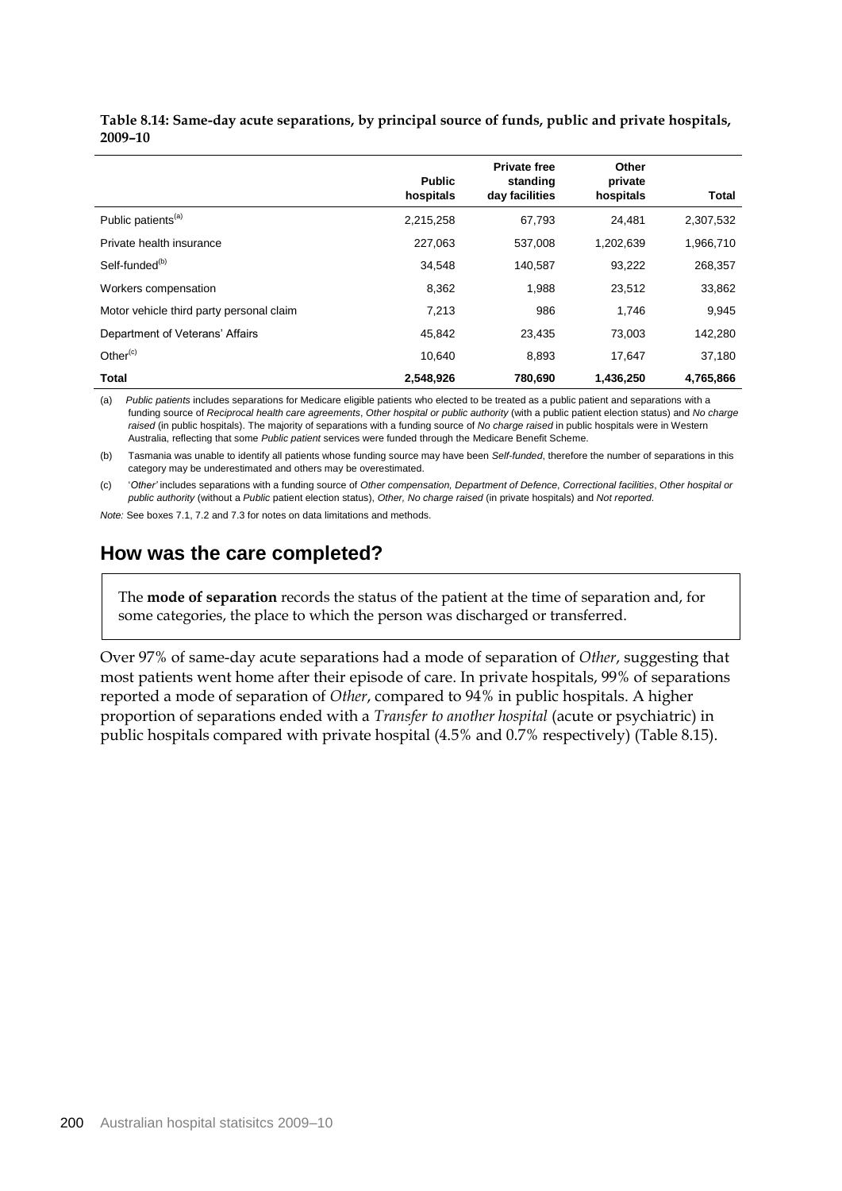**Table 8.14: Same-day acute separations, by principal source of funds, public and private hospitals, 2009–10**

| | Public hospitals | Private free standing day facilities | Other private hospitals | Total |
|---|---|---|---|---|
| Public patients[(a)] | 2,215,258 | 67,793 | 24,481 | 2,307,532 |
| Private health insurance | 227,063 | 537,008 | 1,202,639 | 1,966,710 |
| Self-funded[(b)] | 34,548 | 140,587 | 93,222 | 268,357 |
| Workers compensation | 8,362 | 1,988 | 23,512 | 33,862 |
| Motor vehicle third party personal claim | 7,213 | 986 | 1,746 | 9,945 |
| Department of Veterans' Affairs | 45,842 | 23,435 | 73,003 | 142,280 |
| Other[(c)] | 10,640 | 8,893 | 17,647 | 37,180 |
| **Total** | **2,548,926** | **780,690** | **1,436,250** | **4,765,866** |

(a) *Public patients* includes separations for Medicare eligible patients who elected to be treated as a public patient and separations with a funding source of *Reciprocal health care agreements*, *Other hospital or public authority* (with a public patient election status) and *No charge raised* (in public hospitals). The majority of separations with a funding source of *No charge raised* in public hospitals were in Western Australia, reflecting that some *Public patient* services were funded through the Medicare Benefit Scheme.

(b) Tasmania was unable to identify all patients whose funding source may have been *Self-funded*, therefore the number of separations in this category may be underestimated and others may be overestimated.

(c) '*Other'* includes separations with a funding source of *Other compensation, Department of Defence, Correctional facilities*, *Other hospital or public authority* (without a *Public* patient election status), *Other, No charge raised* (in private hospitals) and *Not reported*.

*Note:* See boxes 7.1, 7.2 and 7.3 for notes on data limitations and methods.

## How was the care completed?

The **mode of separation** records the status of the patient at the time of separation and, for some categories, the place to which the person was discharged or transferred.

Over 97% of same-day acute separations had a mode of separation of *Other*, suggesting that most patients went home after their episode of care. In private hospitals, 99% of separations reported a mode of separation of *Other*, compared to 94% in public hospitals. A higher proportion of separations ended with a *Transfer to another hospital* (acute or psychiatric) in public hospitals compared with private hospital (4.5% and 0.7% respectively) (Table 8.15).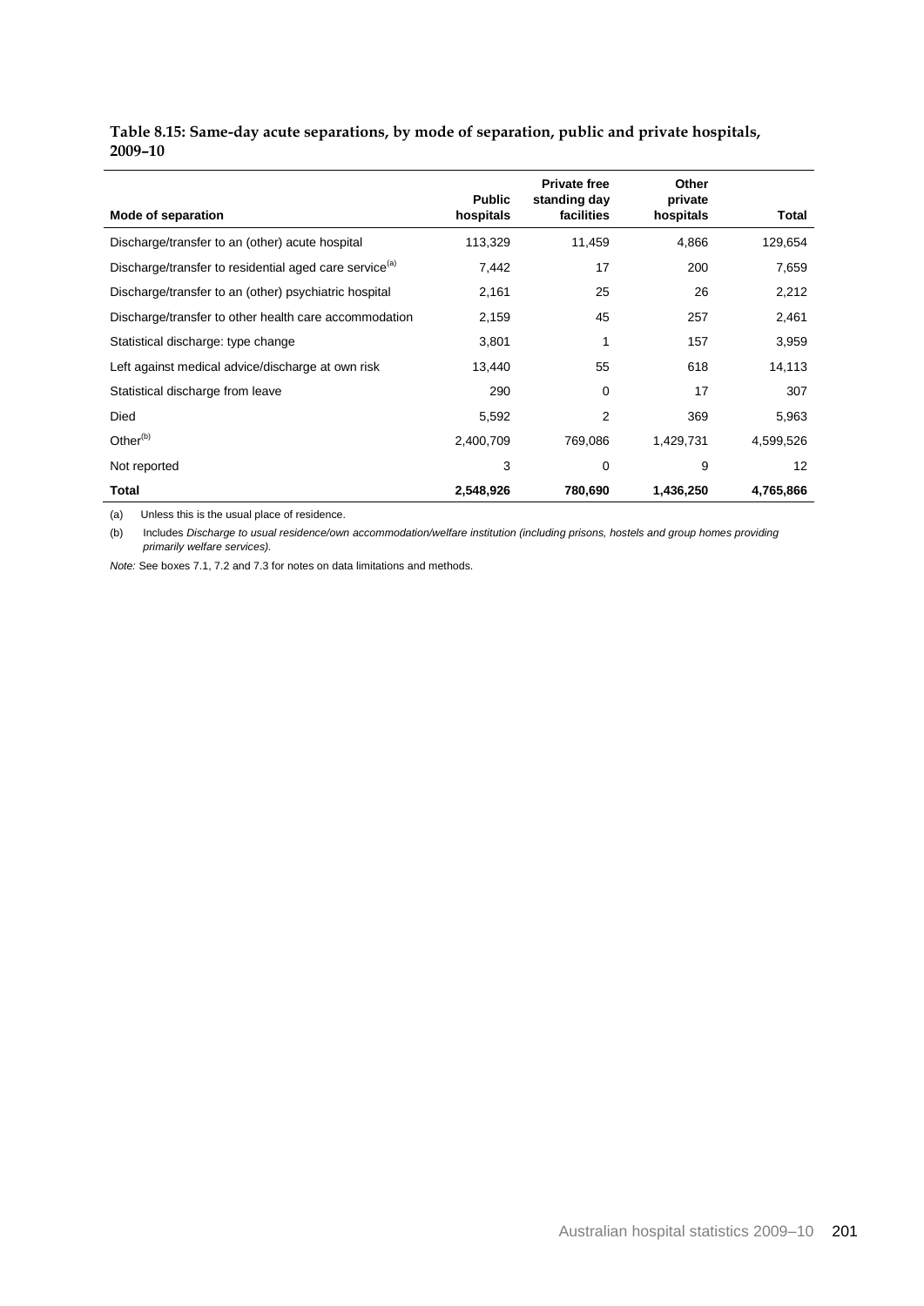**Table 8.15: Same-day acute separations, by mode of separation, public and private hospitals, 2009–10**

| Mode of separation | Public hospitals | Private free standing day facilities | Other private hospitals | Total |
|---|---|---|---|---|
| Discharge/transfer to an (other) acute hospital | 113,329 | 11,459 | 4,866 | 129,654 |
| Discharge/transfer to residential aged care service[(a)] | 7,442 | 17 | 200 | 7,659 |
| Discharge/transfer to an (other) psychiatric hospital | 2,161 | 25 | 26 | 2,212 |
| Discharge/transfer to other health care accommodation | 2,159 | 45 | 257 | 2,461 |
| Statistical discharge: type change | 3,801 | 1 | 157 | 3,959 |
| Left against medical advice/discharge at own risk | 13,440 | 55 | 618 | 14,113 |
| Statistical discharge from leave | 290 | 0 | 17 | 307 |
| Died | 5,592 | 2 | 369 | 5,963 |
| Other[(b)] | 2,400,709 | 769,086 | 1,429,731 | 4,599,526 |
| Not reported | 3 | 0 | 9 | 12 |
| **Total** | **2,548,926** | **780,690** | **1,436,250** | **4,765,866** |

(a) Unless this is the usual place of residence.

(b) Includes *Discharge to usual residence/own accommodation/welfare institution (including prisons, hostels and group homes providing primarily welfare services).*

*Note:* See boxes 7.1, 7.2 and 7.3 for notes on data limitations and methods.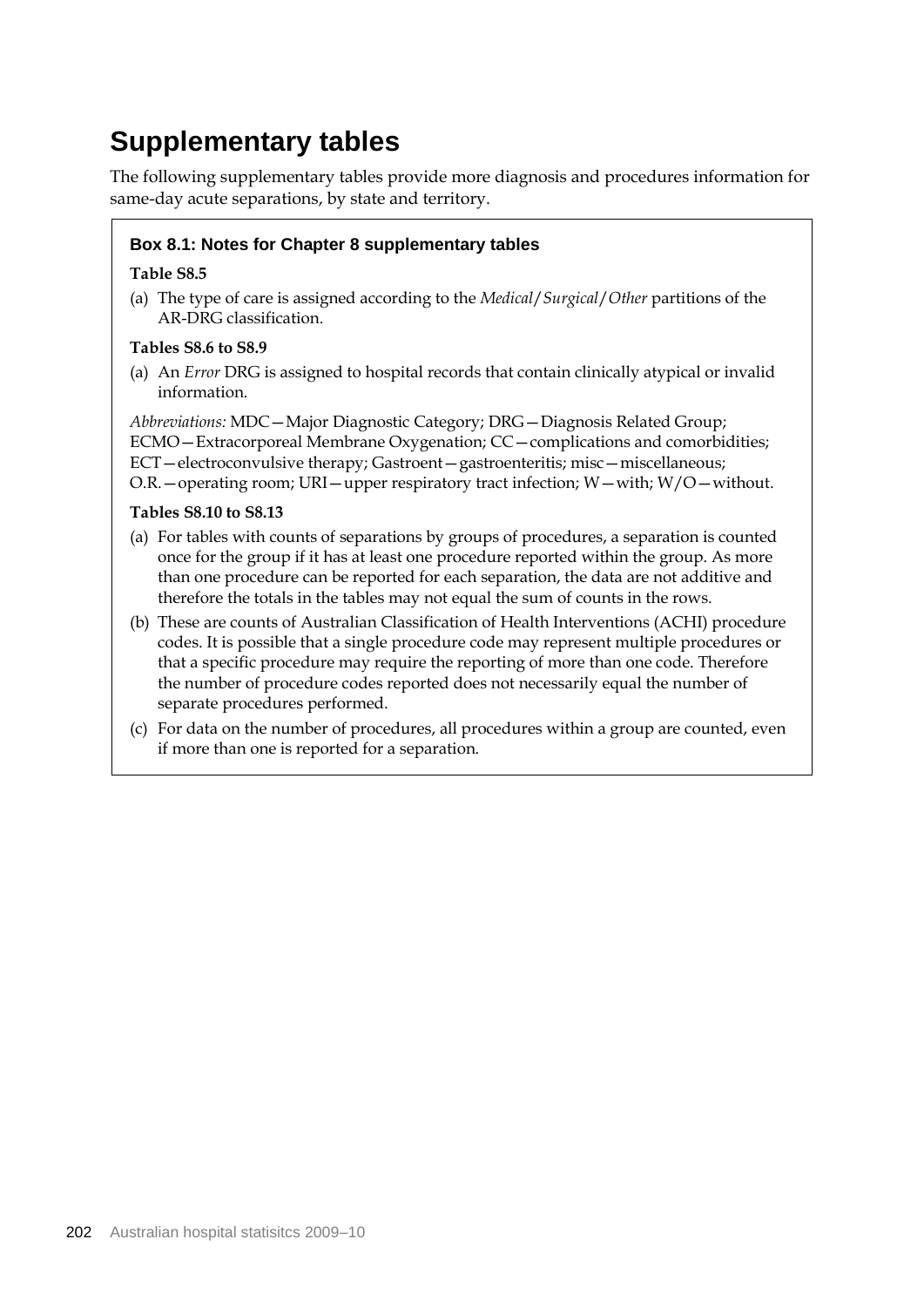# Supplementary tables

The following supplementary tables provide more diagnosis and procedures information for same-day acute separations, by state and territory.

### Box 8.1: Notes for Chapter 8 supplementary tables

**Table S8.5**

(a) The type of care is assigned according to the *Medical*/*Surgical*/*Other* partitions of the AR-DRG classification.

**Tables S8.6 to S8.9**

(a) An *Error* DRG is assigned to hospital records that contain clinically atypical or invalid information.

*Abbreviations:* MDC—Major Diagnostic Category; DRG—Diagnosis Related Group; ECMO—Extracorporeal Membrane Oxygenation; CC—complications and comorbidities; ECT—electroconvulsive therapy; Gastroent—gastroenteritis; misc—miscellaneous; O.R.—operating room; URI—upper respiratory tract infection; W—with; W/O—without.

**Tables S8.10 to S8.13**

(a) For tables with counts of separations by groups of procedures, a separation is counted once for the group if it has at least one procedure reported within the group. As more than one procedure can be reported for each separation, the data are not additive and therefore the totals in the tables may not equal the sum of counts in the rows.

(b) These are counts of Australian Classification of Health Interventions (ACHI) procedure codes. It is possible that a single procedure code may represent multiple procedures or that a specific procedure may require the reporting of more than one code. Therefore the number of procedure codes reported does not necessarily equal the number of separate procedures performed.

(c) For data on the number of procedures, all procedures within a group are counted, even if more than one is reported for a separation.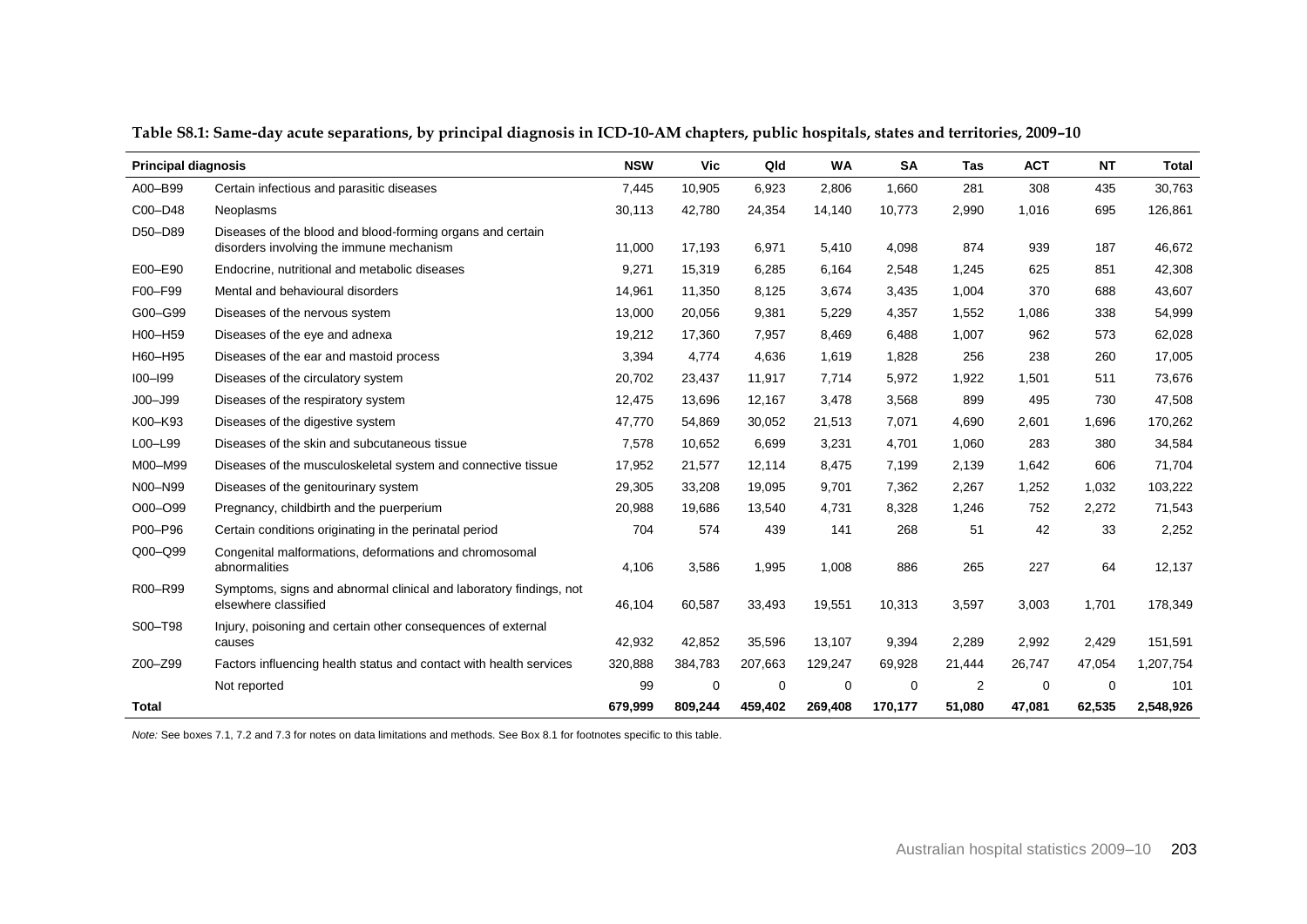**Table S8.1: Same-day acute separations, by principal diagnosis in ICD-10-AM chapters, public hospitals, states and territories, 2009–10**

| Principal diagnosis | | NSW | Vic | Qld | WA | SA | Tas | ACT | NT | Total |
|---|---|---|---|---|---|---|---|---|---|---|
| A00–B99 | Certain infectious and parasitic diseases | 7,445 | 10,905 | 6,923 | 2,806 | 1,660 | 281 | 308 | 435 | 30,763 |
| C00–D48 | Neoplasms | 30,113 | 42,780 | 24,354 | 14,140 | 10,773 | 2,990 | 1,016 | 695 | 126,861 |
| D50–D89 | Diseases of the blood and blood-forming organs and certain disorders involving the immune mechanism | 11,000 | 17,193 | 6,971 | 5,410 | 4,098 | 874 | 939 | 187 | 46,672 |
| E00–E90 | Endocrine, nutritional and metabolic diseases | 9,271 | 15,319 | 6,285 | 6,164 | 2,548 | 1,245 | 625 | 851 | 42,308 |
| F00–F99 | Mental and behavioural disorders | 14,961 | 11,350 | 8,125 | 3,674 | 3,435 | 1,004 | 370 | 688 | 43,607 |
| G00–G99 | Diseases of the nervous system | 13,000 | 20,056 | 9,381 | 5,229 | 4,357 | 1,552 | 1,086 | 338 | 54,999 |
| H00–H59 | Diseases of the eye and adnexa | 19,212 | 17,360 | 7,957 | 8,469 | 6,488 | 1,007 | 962 | 573 | 62,028 |
| H60–H95 | Diseases of the ear and mastoid process | 3,394 | 4,774 | 4,636 | 1,619 | 1,828 | 256 | 238 | 260 | 17,005 |
| I00–I99 | Diseases of the circulatory system | 20,702 | 23,437 | 11,917 | 7,714 | 5,972 | 1,922 | 1,501 | 511 | 73,676 |
| J00–J99 | Diseases of the respiratory system | 12,475 | 13,696 | 12,167 | 3,478 | 3,568 | 899 | 495 | 730 | 47,508 |
| K00–K93 | Diseases of the digestive system | 47,770 | 54,869 | 30,052 | 21,513 | 7,071 | 4,690 | 2,601 | 1,696 | 170,262 |
| L00–L99 | Diseases of the skin and subcutaneous tissue | 7,578 | 10,652 | 6,699 | 3,231 | 4,701 | 1,060 | 283 | 380 | 34,584 |
| M00–M99 | Diseases of the musculoskeletal system and connective tissue | 17,952 | 21,577 | 12,114 | 8,475 | 7,199 | 2,139 | 1,642 | 606 | 71,704 |
| N00–N99 | Diseases of the genitourinary system | 29,305 | 33,208 | 19,095 | 9,701 | 7,362 | 2,267 | 1,252 | 1,032 | 103,222 |
| O00–O99 | Pregnancy, childbirth and the puerperium | 20,988 | 19,686 | 13,540 | 4,731 | 8,328 | 1,246 | 752 | 2,272 | 71,543 |
| P00–P96 | Certain conditions originating in the perinatal period | 704 | 574 | 439 | 141 | 268 | 51 | 42 | 33 | 2,252 |
| Q00–Q99 | Congenital malformations, deformations and chromosomal abnormalities | 4,106 | 3,586 | 1,995 | 1,008 | 886 | 265 | 227 | 64 | 12,137 |
| R00–R99 | Symptoms, signs and abnormal clinical and laboratory findings, not elsewhere classified | 46,104 | 60,587 | 33,493 | 19,551 | 10,313 | 3,597 | 3,003 | 1,701 | 178,349 |
| S00–T98 | Injury, poisoning and certain other consequences of external causes | 42,932 | 42,852 | 35,596 | 13,107 | 9,394 | 2,289 | 2,992 | 2,429 | 151,591 |
| Z00–Z99 | Factors influencing health status and contact with health services | 320,888 | 384,783 | 207,663 | 129,247 | 69,928 | 21,444 | 26,747 | 47,054 | 1,207,754 |
| | Not reported | 99 | 0 | 0 | 0 | 0 | 2 | 0 | 0 | 101 |
| **Total** | | **679,999** | **809,244** | **459,402** | **269,408** | **170,177** | **51,080** | **47,081** | **62,535** | **2,548,926** |

*Note:* See boxes 7.1, 7.2 and 7.3 for notes on data limitations and methods. See Box 8.1 for footnotes specific to this table.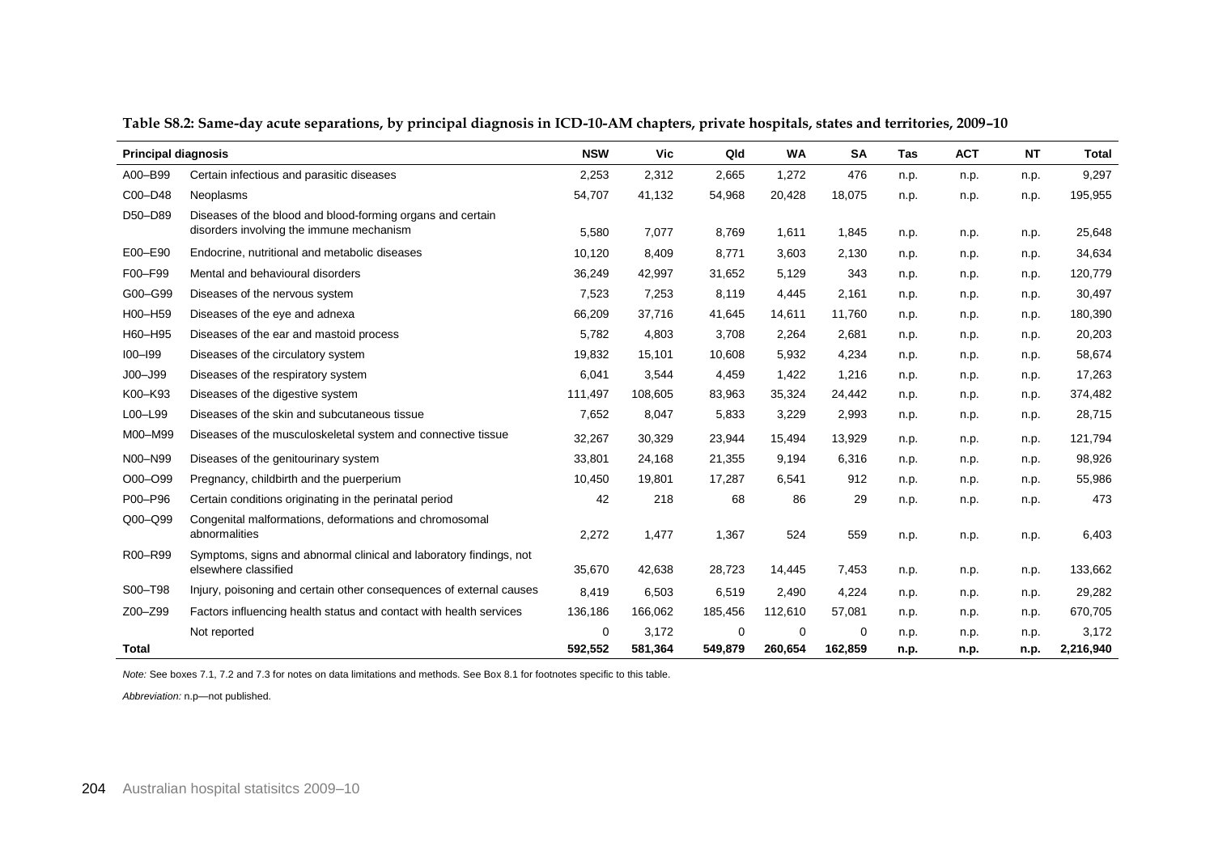**Table S8.2: Same-day acute separations, by principal diagnosis in ICD-10-AM chapters, private hospitals, states and territories, 2009–10**

| Principal diagnosis | | NSW | Vic | Qld | WA | SA | Tas | ACT | NT | Total |
|---|---|---|---|---|---|---|---|---|---|---|
| A00–B99 | Certain infectious and parasitic diseases | 2,253 | 2,312 | 2,665 | 1,272 | 476 | n.p. | n.p. | n.p. | 9,297 |
| C00–D48 | Neoplasms | 54,707 | 41,132 | 54,968 | 20,428 | 18,075 | n.p. | n.p. | n.p. | 195,955 |
| D50–D89 | Diseases of the blood and blood-forming organs and certain disorders involving the immune mechanism | 5,580 | 7,077 | 8,769 | 1,611 | 1,845 | n.p. | n.p. | n.p. | 25,648 |
| E00–E90 | Endocrine, nutritional and metabolic diseases | 10,120 | 8,409 | 8,771 | 3,603 | 2,130 | n.p. | n.p. | n.p. | 34,634 |
| F00–F99 | Mental and behavioural disorders | 36,249 | 42,997 | 31,652 | 5,129 | 343 | n.p. | n.p. | n.p. | 120,779 |
| G00–G99 | Diseases of the nervous system | 7,523 | 7,253 | 8,119 | 4,445 | 2,161 | n.p. | n.p. | n.p. | 30,497 |
| H00–H59 | Diseases of the eye and adnexa | 66,209 | 37,716 | 41,645 | 14,611 | 11,760 | n.p. | n.p. | n.p. | 180,390 |
| H60–H95 | Diseases of the ear and mastoid process | 5,782 | 4,803 | 3,708 | 2,264 | 2,681 | n.p. | n.p. | n.p. | 20,203 |
| I00–I99 | Diseases of the circulatory system | 19,832 | 15,101 | 10,608 | 5,932 | 4,234 | n.p. | n.p. | n.p. | 58,674 |
| J00–J99 | Diseases of the respiratory system | 6,041 | 3,544 | 4,459 | 1,422 | 1,216 | n.p. | n.p. | n.p. | 17,263 |
| K00–K93 | Diseases of the digestive system | 111,497 | 108,605 | 83,963 | 35,324 | 24,442 | n.p. | n.p. | n.p. | 374,482 |
| L00–L99 | Diseases of the skin and subcutaneous tissue | 7,652 | 8,047 | 5,833 | 3,229 | 2,993 | n.p. | n.p. | n.p. | 28,715 |
| M00–M99 | Diseases of the musculoskeletal system and connective tissue | 32,267 | 30,329 | 23,944 | 15,494 | 13,929 | n.p. | n.p. | n.p. | 121,794 |
| N00–N99 | Diseases of the genitourinary system | 33,801 | 24,168 | 21,355 | 9,194 | 6,316 | n.p. | n.p. | n.p. | 98,926 |
| O00–O99 | Pregnancy, childbirth and the puerperium | 10,450 | 19,801 | 17,287 | 6,541 | 912 | n.p. | n.p. | n.p. | 55,986 |
| P00–P96 | Certain conditions originating in the perinatal period | 42 | 218 | 68 | 86 | 29 | n.p. | n.p. | n.p. | 473 |
| Q00–Q99 | Congenital malformations, deformations and chromosomal abnormalities | 2,272 | 1,477 | 1,367 | 524 | 559 | n.p. | n.p. | n.p. | 6,403 |
| R00–R99 | Symptoms, signs and abnormal clinical and laboratory findings, not elsewhere classified | 35,670 | 42,638 | 28,723 | 14,445 | 7,453 | n.p. | n.p. | n.p. | 133,662 |
| S00–T98 | Injury, poisoning and certain other consequences of external causes | 8,419 | 6,503 | 6,519 | 2,490 | 4,224 | n.p. | n.p. | n.p. | 29,282 |
| Z00–Z99 | Factors influencing health status and contact with health services | 136,186 | 166,062 | 185,456 | 112,610 | 57,081 | n.p. | n.p. | n.p. | 670,705 |
| | Not reported | 0 | 3,172 | 0 | 0 | 0 | n.p. | n.p. | n.p. | 3,172 |
| **Total** | | **592,552** | **581,364** | **549,879** | **260,654** | **162,859** | **n.p.** | **n.p.** | **n.p.** | **2,216,940** |

*Note:* See boxes 7.1, 7.2 and 7.3 for notes on data limitations and methods. See Box 8.1 for footnotes specific to this table.

*Abbreviation:* n.p—not published.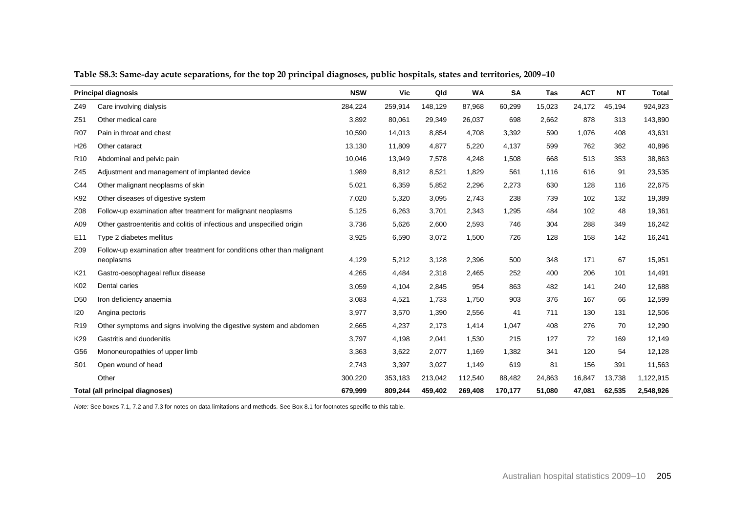**Table S8.3: Same-day acute separations, for the top 20 principal diagnoses, public hospitals, states and territories, 2009–10**

| Principal diagnosis | | NSW | Vic | Qld | WA | SA | Tas | ACT | NT | Total |
|---|---|---|---|---|---|---|---|---|---|---|
| Z49 | Care involving dialysis | 284,224 | 259,914 | 148,129 | 87,968 | 60,299 | 15,023 | 24,172 | 45,194 | 924,923 |
| Z51 | Other medical care | 3,892 | 80,061 | 29,349 | 26,037 | 698 | 2,662 | 878 | 313 | 143,890 |
| R07 | Pain in throat and chest | 10,590 | 14,013 | 8,854 | 4,708 | 3,392 | 590 | 1,076 | 408 | 43,631 |
| H26 | Other cataract | 13,130 | 11,809 | 4,877 | 5,220 | 4,137 | 599 | 762 | 362 | 40,896 |
| R10 | Abdominal and pelvic pain | 10,046 | 13,949 | 7,578 | 4,248 | 1,508 | 668 | 513 | 353 | 38,863 |
| Z45 | Adjustment and management of implanted device | 1,989 | 8,812 | 8,521 | 1,829 | 561 | 1,116 | 616 | 91 | 23,535 |
| C44 | Other malignant neoplasms of skin | 5,021 | 6,359 | 5,852 | 2,296 | 2,273 | 630 | 128 | 116 | 22,675 |
| K92 | Other diseases of digestive system | 7,020 | 5,320 | 3,095 | 2,743 | 238 | 739 | 102 | 132 | 19,389 |
| Z08 | Follow-up examination after treatment for malignant neoplasms | 5,125 | 6,263 | 3,701 | 2,343 | 1,295 | 484 | 102 | 48 | 19,361 |
| A09 | Other gastroenteritis and colitis of infectious and unspecified origin | 3,736 | 5,626 | 2,600 | 2,593 | 746 | 304 | 288 | 349 | 16,242 |
| E11 | Type 2 diabetes mellitus | 3,925 | 6,590 | 3,072 | 1,500 | 726 | 128 | 158 | 142 | 16,241 |
| Z09 | Follow-up examination after treatment for conditions other than malignant neoplasms | 4,129 | 5,212 | 3,128 | 2,396 | 500 | 348 | 171 | 67 | 15,951 |
| K21 | Gastro-oesophageal reflux disease | 4,265 | 4,484 | 2,318 | 2,465 | 252 | 400 | 206 | 101 | 14,491 |
| K02 | Dental caries | 3,059 | 4,104 | 2,845 | 954 | 863 | 482 | 141 | 240 | 12,688 |
| D50 | Iron deficiency anaemia | 3,083 | 4,521 | 1,733 | 1,750 | 903 | 376 | 167 | 66 | 12,599 |
| I20 | Angina pectoris | 3,977 | 3,570 | 1,390 | 2,556 | 41 | 711 | 130 | 131 | 12,506 |
| R19 | Other symptoms and signs involving the digestive system and abdomen | 2,665 | 4,237 | 2,173 | 1,414 | 1,047 | 408 | 276 | 70 | 12,290 |
| K29 | Gastritis and duodenitis | 3,797 | 4,198 | 2,041 | 1,530 | 215 | 127 | 72 | 169 | 12,149 |
| G56 | Mononeuropathies of upper limb | 3,363 | 3,622 | 2,077 | 1,169 | 1,382 | 341 | 120 | 54 | 12,128 |
| S01 | Open wound of head | 2,743 | 3,397 | 3,027 | 1,149 | 619 | 81 | 156 | 391 | 11,563 |
| | Other | 300,220 | 353,183 | 213,042 | 112,540 | 88,482 | 24,863 | 16,847 | 13,738 | 1,122,915 |
| **Total (all principal diagnoses)** | | **679,999** | **809,244** | **459,402** | **269,408** | **170,177** | **51,080** | **47,081** | **62,535** | **2,548,926** |

*Note:* See boxes 7.1, 7.2 and 7.3 for notes on data limitations and methods. See Box 8.1 for footnotes specific to this table.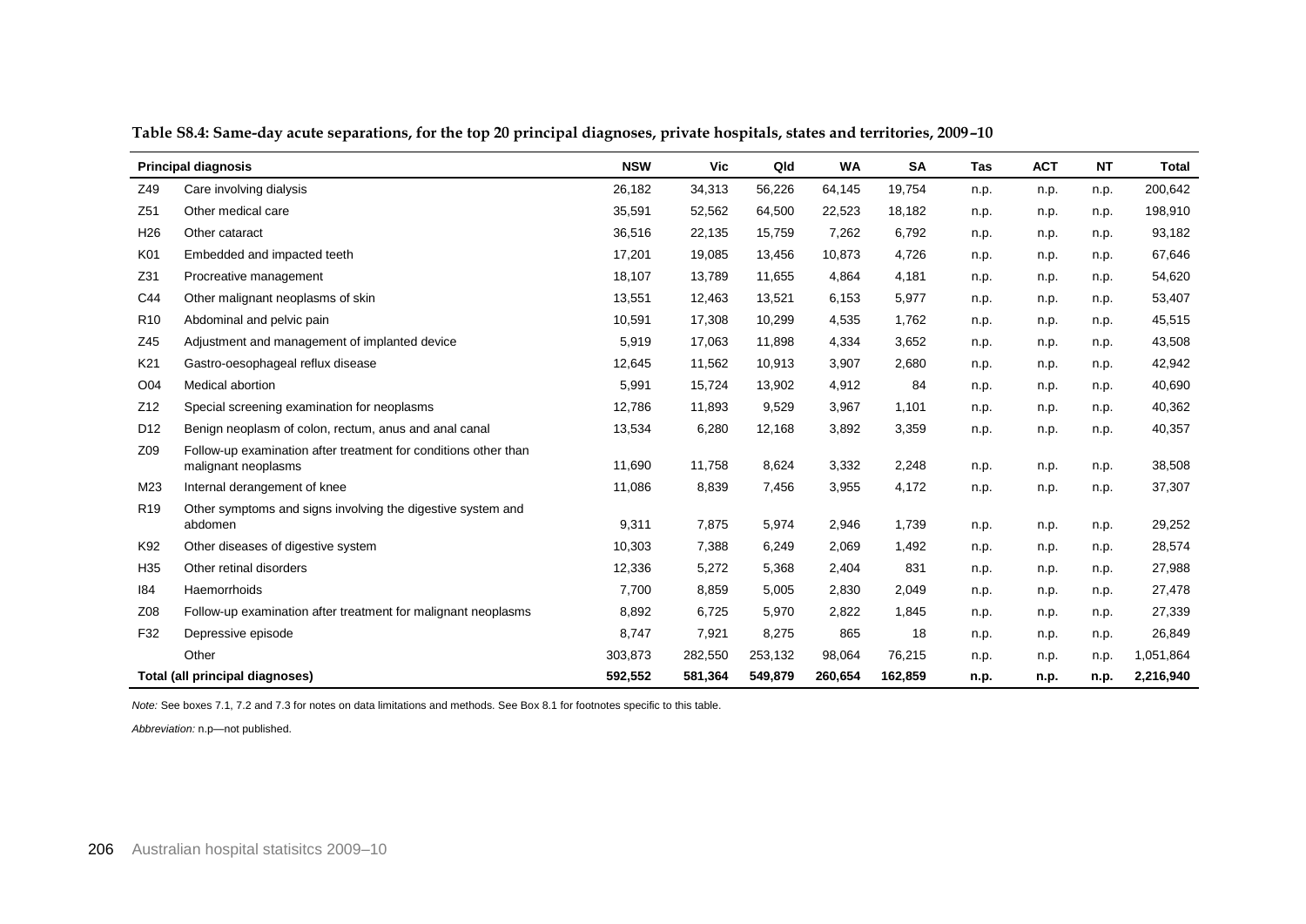**Table S8.4: Same-day acute separations, for the top 20 principal diagnoses, private hospitals, states and territories, 2009–10**

| Principal diagnosis | | NSW | Vic | Qld | WA | SA | Tas | ACT | NT | Total |
|---|---|---|---|---|---|---|---|---|---|---|
| Z49 | Care involving dialysis | 26,182 | 34,313 | 56,226 | 64,145 | 19,754 | n.p. | n.p. | n.p. | 200,642 |
| Z51 | Other medical care | 35,591 | 52,562 | 64,500 | 22,523 | 18,182 | n.p. | n.p. | n.p. | 198,910 |
| H26 | Other cataract | 36,516 | 22,135 | 15,759 | 7,262 | 6,792 | n.p. | n.p. | n.p. | 93,182 |
| K01 | Embedded and impacted teeth | 17,201 | 19,085 | 13,456 | 10,873 | 4,726 | n.p. | n.p. | n.p. | 67,646 |
| Z31 | Procreative management | 18,107 | 13,789 | 11,655 | 4,864 | 4,181 | n.p. | n.p. | n.p. | 54,620 |
| C44 | Other malignant neoplasms of skin | 13,551 | 12,463 | 13,521 | 6,153 | 5,977 | n.p. | n.p. | n.p. | 53,407 |
| R10 | Abdominal and pelvic pain | 10,591 | 17,308 | 10,299 | 4,535 | 1,762 | n.p. | n.p. | n.p. | 45,515 |
| Z45 | Adjustment and management of implanted device | 5,919 | 17,063 | 11,898 | 4,334 | 3,652 | n.p. | n.p. | n.p. | 43,508 |
| K21 | Gastro-oesophageal reflux disease | 12,645 | 11,562 | 10,913 | 3,907 | 2,680 | n.p. | n.p. | n.p. | 42,942 |
| O04 | Medical abortion | 5,991 | 15,724 | 13,902 | 4,912 | 84 | n.p. | n.p. | n.p. | 40,690 |
| Z12 | Special screening examination for neoplasms | 12,786 | 11,893 | 9,529 | 3,967 | 1,101 | n.p. | n.p. | n.p. | 40,362 |
| D12 | Benign neoplasm of colon, rectum, anus and anal canal | 13,534 | 6,280 | 12,168 | 3,892 | 3,359 | n.p. | n.p. | n.p. | 40,357 |
| Z09 | Follow-up examination after treatment for conditions other than malignant neoplasms | 11,690 | 11,758 | 8,624 | 3,332 | 2,248 | n.p. | n.p. | n.p. | 38,508 |
| M23 | Internal derangement of knee | 11,086 | 8,839 | 7,456 | 3,955 | 4,172 | n.p. | n.p. | n.p. | 37,307 |
| R19 | Other symptoms and signs involving the digestive system and abdomen | 9,311 | 7,875 | 5,974 | 2,946 | 1,739 | n.p. | n.p. | n.p. | 29,252 |
| K92 | Other diseases of digestive system | 10,303 | 7,388 | 6,249 | 2,069 | 1,492 | n.p. | n.p. | n.p. | 28,574 |
| H35 | Other retinal disorders | 12,336 | 5,272 | 5,368 | 2,404 | 831 | n.p. | n.p. | n.p. | 27,988 |
| I84 | Haemorrhoids | 7,700 | 8,859 | 5,005 | 2,830 | 2,049 | n.p. | n.p. | n.p. | 27,478 |
| Z08 | Follow-up examination after treatment for malignant neoplasms | 8,892 | 6,725 | 5,970 | 2,822 | 1,845 | n.p. | n.p. | n.p. | 27,339 |
| F32 | Depressive episode | 8,747 | 7,921 | 8,275 | 865 | 18 | n.p. | n.p. | n.p. | 26,849 |
| | Other | 303,873 | 282,550 | 253,132 | 98,064 | 76,215 | n.p. | n.p. | n.p. | 1,051,864 |
| **Total (all principal diagnoses)** | | **592,552** | **581,364** | **549,879** | **260,654** | **162,859** | **n.p.** | **n.p.** | **n.p.** | **2,216,940** |

*Note:* See boxes 7.1, 7.2 and 7.3 for notes on data limitations and methods. See Box 8.1 for footnotes specific to this table.

*Abbreviation:* n.p—not published.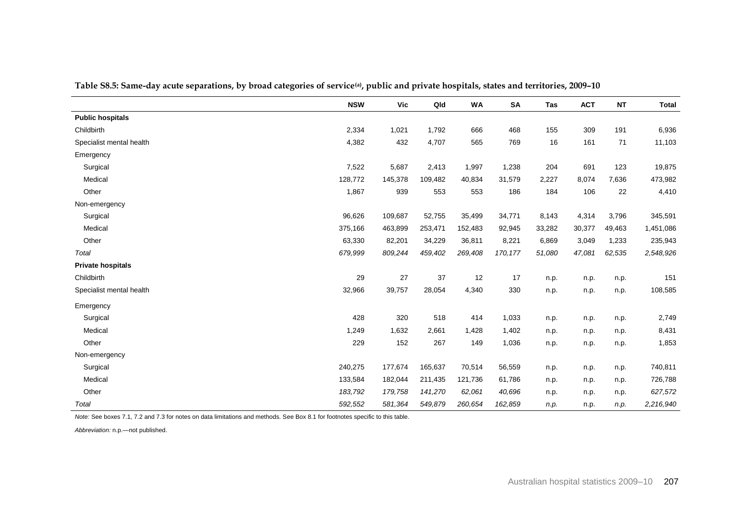**Table S8.5: Same-day acute separations, by broad categories of service[(a)], public and private hospitals, states and territories, 2009–10**

| | NSW | Vic | Qld | WA | SA | Tas | ACT | NT | Total |
|---|---|---|---|---|---|---|---|---|---|
| **Public hospitals** | | | | | | | | | |
| Childbirth | 2,334 | 1,021 | 1,792 | 666 | 468 | 155 | 309 | 191 | 6,936 |
| Specialist mental health | 4,382 | 432 | 4,707 | 565 | 769 | 16 | 161 | 71 | 11,103 |
| Emergency | | | | | | | | | |
| Surgical | 7,522 | 5,687 | 2,413 | 1,997 | 1,238 | 204 | 691 | 123 | 19,875 |
| Medical | 128,772 | 145,378 | 109,482 | 40,834 | 31,579 | 2,227 | 8,074 | 7,636 | 473,982 |
| Other | 1,867 | 939 | 553 | 553 | 186 | 184 | 106 | 22 | 4,410 |
| Non-emergency | | | | | | | | | |
| Surgical | 96,626 | 109,687 | 52,755 | 35,499 | 34,771 | 8,143 | 4,314 | 3,796 | 345,591 |
| Medical | 375,166 | 463,899 | 253,471 | 152,483 | 92,945 | 33,282 | 30,377 | 49,463 | 1,451,086 |
| Other | 63,330 | 82,201 | 34,229 | 36,811 | 8,221 | 6,869 | 3,049 | 1,233 | 235,943 |
| *Total* | *679,999* | *809,244* | *459,402* | *269,408* | *170,177* | *51,080* | *47,081* | *62,535* | *2,548,926* |
| **Private hospitals** | | | | | | | | | |
| Childbirth | 29 | 27 | 37 | 12 | 17 | n.p. | n.p. | n.p. | 151 |
| Specialist mental health | 32,966 | 39,757 | 28,054 | 4,340 | 330 | n.p. | n.p. | n.p. | 108,585 |
| Emergency | | | | | | | | | |
| Surgical | 428 | 320 | 518 | 414 | 1,033 | n.p. | n.p. | n.p. | 2,749 |
| Medical | 1,249 | 1,632 | 2,661 | 1,428 | 1,402 | n.p. | n.p. | n.p. | 8,431 |
| Other | 229 | 152 | 267 | 149 | 1,036 | n.p. | n.p. | n.p. | 1,853 |
| Non-emergency | | | | | | | | | |
| Surgical | 240,275 | 177,674 | 165,637 | 70,514 | 56,559 | n.p. | n.p. | n.p. | 740,811 |
| Medical | 133,584 | 182,044 | 211,435 | 121,736 | 61,786 | n.p. | n.p. | n.p. | 726,788 |
| Other | *183,792* | *179,758* | *141,270* | *62,061* | *40,696* | n.p. | n.p. | n.p. | *627,572* |
| *Total* | *592,552* | *581,364* | *549,879* | *260,654* | *162,859* | *n.p.* | n.p. | *n.p.* | *2,216,940* |

*Note:* See boxes 7.1, 7.2 and 7.3 for notes on data limitations and methods. See Box 8.1 for footnotes specific to this table.

*Abbreviation:* n.p.—not published.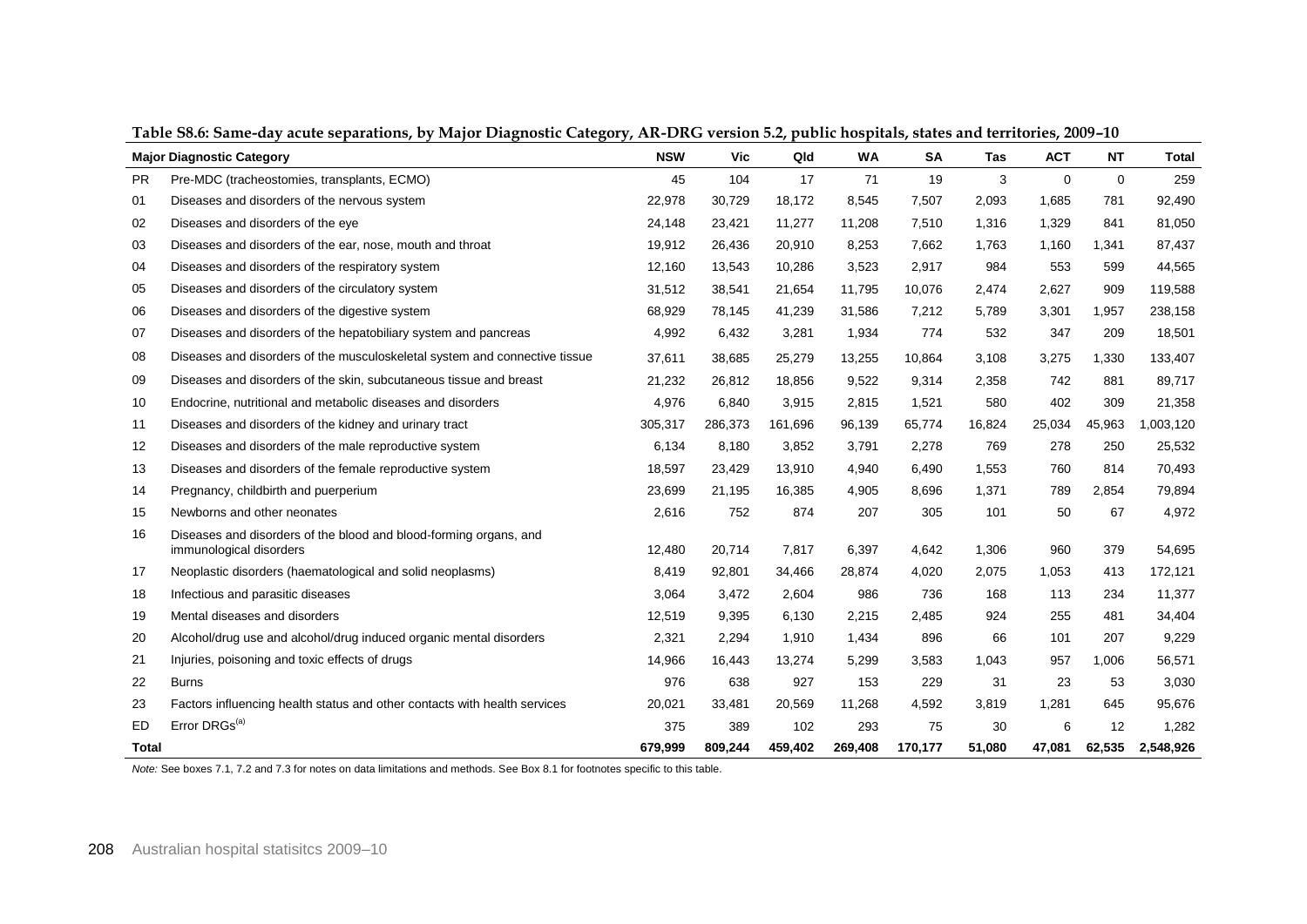**Table S8.6: Same-day acute separations, by Major Diagnostic Category, AR-DRG version 5.2, public hospitals, states and territories, 2009–10**

| Major Diagnostic Category | | NSW | Vic | Qld | WA | SA | Tas | ACT | NT | Total |
|---|---|---|---|---|---|---|---|---|---|---|
| PR | Pre-MDC (tracheostomies, transplants, ECMO) | 45 | 104 | 17 | 71 | 19 | 3 | 0 | 0 | 259 |
| 01 | Diseases and disorders of the nervous system | 22,978 | 30,729 | 18,172 | 8,545 | 7,507 | 2,093 | 1,685 | 781 | 92,490 |
| 02 | Diseases and disorders of the eye | 24,148 | 23,421 | 11,277 | 11,208 | 7,510 | 1,316 | 1,329 | 841 | 81,050 |
| 03 | Diseases and disorders of the ear, nose, mouth and throat | 19,912 | 26,436 | 20,910 | 8,253 | 7,662 | 1,763 | 1,160 | 1,341 | 87,437 |
| 04 | Diseases and disorders of the respiratory system | 12,160 | 13,543 | 10,286 | 3,523 | 2,917 | 984 | 553 | 599 | 44,565 |
| 05 | Diseases and disorders of the circulatory system | 31,512 | 38,541 | 21,654 | 11,795 | 10,076 | 2,474 | 2,627 | 909 | 119,588 |
| 06 | Diseases and disorders of the digestive system | 68,929 | 78,145 | 41,239 | 31,586 | 7,212 | 5,789 | 3,301 | 1,957 | 238,158 |
| 07 | Diseases and disorders of the hepatobiliary system and pancreas | 4,992 | 6,432 | 3,281 | 1,934 | 774 | 532 | 347 | 209 | 18,501 |
| 08 | Diseases and disorders of the musculoskeletal system and connective tissue | 37,611 | 38,685 | 25,279 | 13,255 | 10,864 | 3,108 | 3,275 | 1,330 | 133,407 |
| 09 | Diseases and disorders of the skin, subcutaneous tissue and breast | 21,232 | 26,812 | 18,856 | 9,522 | 9,314 | 2,358 | 742 | 881 | 89,717 |
| 10 | Endocrine, nutritional and metabolic diseases and disorders | 4,976 | 6,840 | 3,915 | 2,815 | 1,521 | 580 | 402 | 309 | 21,358 |
| 11 | Diseases and disorders of the kidney and urinary tract | 305,317 | 286,373 | 161,696 | 96,139 | 65,774 | 16,824 | 25,034 | 45,963 | 1,003,120 |
| 12 | Diseases and disorders of the male reproductive system | 6,134 | 8,180 | 3,852 | 3,791 | 2,278 | 769 | 278 | 250 | 25,532 |
| 13 | Diseases and disorders of the female reproductive system | 18,597 | 23,429 | 13,910 | 4,940 | 6,490 | 1,553 | 760 | 814 | 70,493 |
| 14 | Pregnancy, childbirth and puerperium | 23,699 | 21,195 | 16,385 | 4,905 | 8,696 | 1,371 | 789 | 2,854 | 79,894 |
| 15 | Newborns and other neonates | 2,616 | 752 | 874 | 207 | 305 | 101 | 50 | 67 | 4,972 |
| 16 | Diseases and disorders of the blood and blood-forming organs, and immunological disorders | 12,480 | 20,714 | 7,817 | 6,397 | 4,642 | 1,306 | 960 | 379 | 54,695 |
| 17 | Neoplastic disorders (haematological and solid neoplasms) | 8,419 | 92,801 | 34,466 | 28,874 | 4,020 | 2,075 | 1,053 | 413 | 172,121 |
| 18 | Infectious and parasitic diseases | 3,064 | 3,472 | 2,604 | 986 | 736 | 168 | 113 | 234 | 11,377 |
| 19 | Mental diseases and disorders | 12,519 | 9,395 | 6,130 | 2,215 | 2,485 | 924 | 255 | 481 | 34,404 |
| 20 | Alcohol/drug use and alcohol/drug induced organic mental disorders | 2,321 | 2,294 | 1,910 | 1,434 | 896 | 66 | 101 | 207 | 9,229 |
| 21 | Injuries, poisoning and toxic effects of drugs | 14,966 | 16,443 | 13,274 | 5,299 | 3,583 | 1,043 | 957 | 1,006 | 56,571 |
| 22 | Burns | 976 | 638 | 927 | 153 | 229 | 31 | 23 | 53 | 3,030 |
| 23 | Factors influencing health status and other contacts with health services | 20,021 | 33,481 | 20,569 | 11,268 | 4,592 | 3,819 | 1,281 | 645 | 95,676 |
| ED | Error DRGs[(a)] | 375 | 389 | 102 | 293 | 75 | 30 | 6 | 12 | 1,282 |
| **Total** | | **679,999** | **809,244** | **459,402** | **269,408** | **170,177** | **51,080** | **47,081** | **62,535** | **2,548,926** |

*Note:* See boxes 7.1, 7.2 and 7.3 for notes on data limitations and methods. See Box 8.1 for footnotes specific to this table.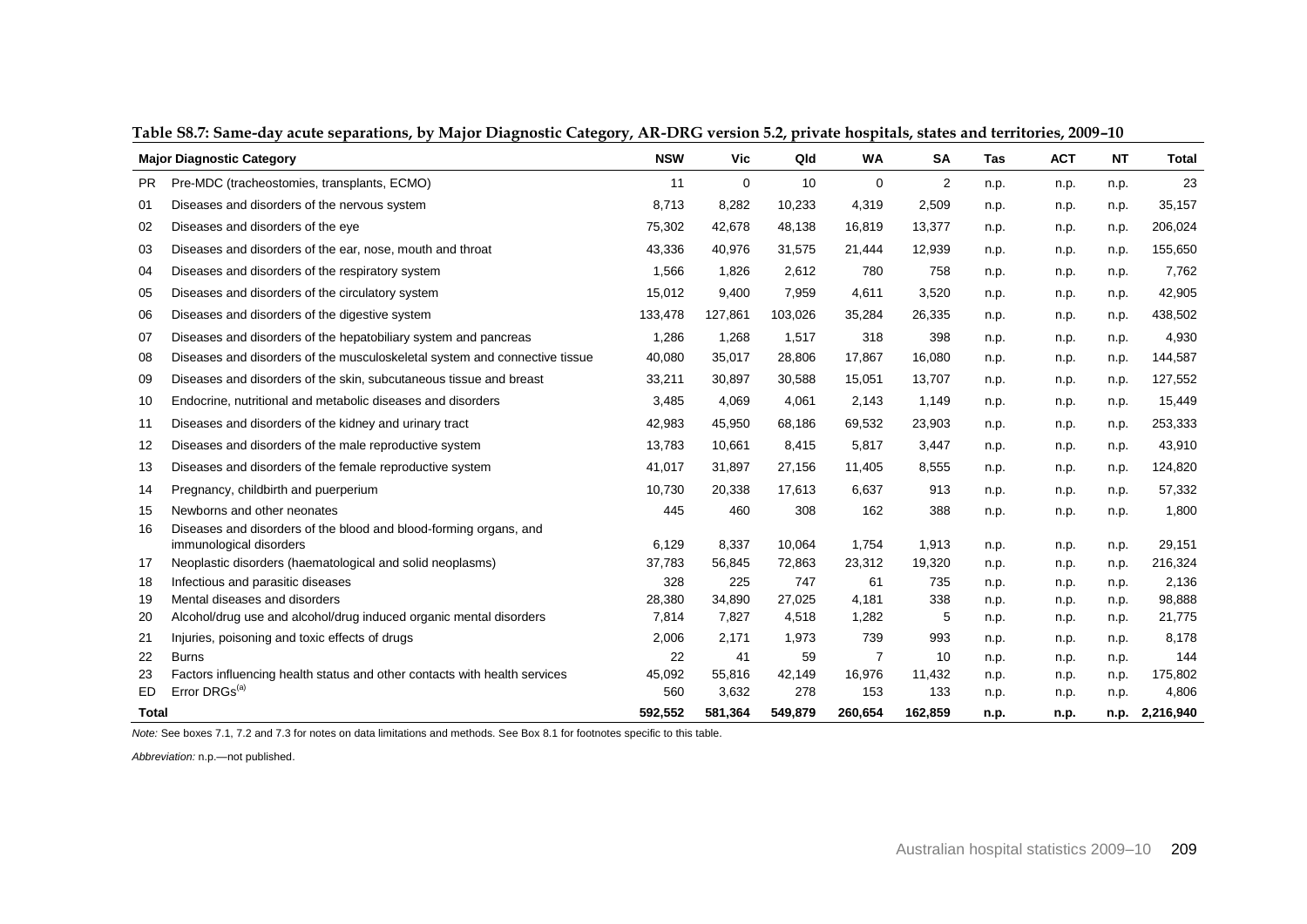**Table S8.7: Same-day acute separations, by Major Diagnostic Category, AR-DRG version 5.2, private hospitals, states and territories, 2009–10**

| | Major Diagnostic Category | NSW | Vic | Qld | WA | SA | Tas | ACT | NT | Total |
|---|---|---|---|---|---|---|---|---|---|---|
| PR | Pre-MDC (tracheostomies, transplants, ECMO) | 11 | 0 | 10 | 0 | 2 | n.p. | n.p. | n.p. | 23 |
| 01 | Diseases and disorders of the nervous system | 8,713 | 8,282 | 10,233 | 4,319 | 2,509 | n.p. | n.p. | n.p. | 35,157 |
| 02 | Diseases and disorders of the eye | 75,302 | 42,678 | 48,138 | 16,819 | 13,377 | n.p. | n.p. | n.p. | 206,024 |
| 03 | Diseases and disorders of the ear, nose, mouth and throat | 43,336 | 40,976 | 31,575 | 21,444 | 12,939 | n.p. | n.p. | n.p. | 155,650 |
| 04 | Diseases and disorders of the respiratory system | 1,566 | 1,826 | 2,612 | 780 | 758 | n.p. | n.p. | n.p. | 7,762 |
| 05 | Diseases and disorders of the circulatory system | 15,012 | 9,400 | 7,959 | 4,611 | 3,520 | n.p. | n.p. | n.p. | 42,905 |
| 06 | Diseases and disorders of the digestive system | 133,478 | 127,861 | 103,026 | 35,284 | 26,335 | n.p. | n.p. | n.p. | 438,502 |
| 07 | Diseases and disorders of the hepatobiliary system and pancreas | 1,286 | 1,268 | 1,517 | 318 | 398 | n.p. | n.p. | n.p. | 4,930 |
| 08 | Diseases and disorders of the musculoskeletal system and connective tissue | 40,080 | 35,017 | 28,806 | 17,867 | 16,080 | n.p. | n.p. | n.p. | 144,587 |
| 09 | Diseases and disorders of the skin, subcutaneous tissue and breast | 33,211 | 30,897 | 30,588 | 15,051 | 13,707 | n.p. | n.p. | n.p. | 127,552 |
| 10 | Endocrine, nutritional and metabolic diseases and disorders | 3,485 | 4,069 | 4,061 | 2,143 | 1,149 | n.p. | n.p. | n.p. | 15,449 |
| 11 | Diseases and disorders of the kidney and urinary tract | 42,983 | 45,950 | 68,186 | 69,532 | 23,903 | n.p. | n.p. | n.p. | 253,333 |
| 12 | Diseases and disorders of the male reproductive system | 13,783 | 10,661 | 8,415 | 5,817 | 3,447 | n.p. | n.p. | n.p. | 43,910 |
| 13 | Diseases and disorders of the female reproductive system | 41,017 | 31,897 | 27,156 | 11,405 | 8,555 | n.p. | n.p. | n.p. | 124,820 |
| 14 | Pregnancy, childbirth and puerperium | 10,730 | 20,338 | 17,613 | 6,637 | 913 | n.p. | n.p. | n.p. | 57,332 |
| 15 | Newborns and other neonates | 445 | 460 | 308 | 162 | 388 | n.p. | n.p. | n.p. | 1,800 |
| 16 | Diseases and disorders of the blood and blood-forming organs, and immunological disorders | 6,129 | 8,337 | 10,064 | 1,754 | 1,913 | n.p. | n.p. | n.p. | 29,151 |
| 17 | Neoplastic disorders (haematological and solid neoplasms) | 37,783 | 56,845 | 72,863 | 23,312 | 19,320 | n.p. | n.p. | n.p. | 216,324 |
| 18 | Infectious and parasitic diseases | 328 | 225 | 747 | 61 | 735 | n.p. | n.p. | n.p. | 2,136 |
| 19 | Mental diseases and disorders | 28,380 | 34,890 | 27,025 | 4,181 | 338 | n.p. | n.p. | n.p. | 98,888 |
| 20 | Alcohol/drug use and alcohol/drug induced organic mental disorders | 7,814 | 7,827 | 4,518 | 1,282 | 5 | n.p. | n.p. | n.p. | 21,775 |
| 21 | Injuries, poisoning and toxic effects of drugs | 2,006 | 2,171 | 1,973 | 739 | 993 | n.p. | n.p. | n.p. | 8,178 |
| 22 | Burns | 22 | 41 | 59 | 7 | 10 | n.p. | n.p. | n.p. | 144 |
| 23 | Factors influencing health status and other contacts with health services | 45,092 | 55,816 | 42,149 | 16,976 | 11,432 | n.p. | n.p. | n.p. | 175,802 |
| ED | Error DRGs[(a)] | 560 | 3,632 | 278 | 153 | 133 | n.p. | n.p. | n.p. | 4,806 |
| **Total** | | **592,552** | **581,364** | **549,879** | **260,654** | **162,859** | **n.p.** | **n.p.** | **n.p.** | **2,216,940** |

*Note:* See boxes 7.1, 7.2 and 7.3 for notes on data limitations and methods. See Box 8.1 for footnotes specific to this table.

*Abbreviation:* n.p.—not published.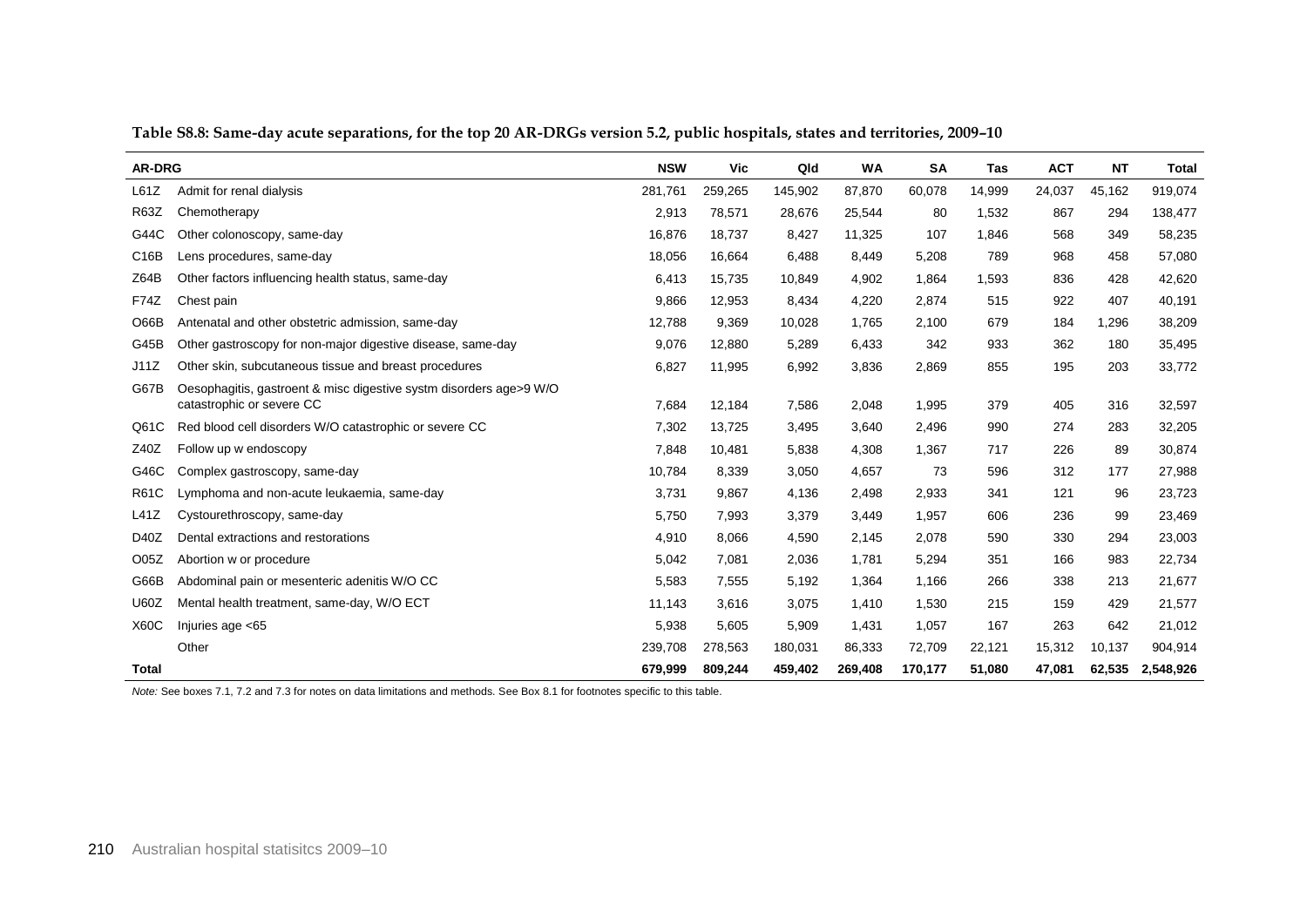**Table S8.8: Same-day acute separations, for the top 20 AR-DRGs version 5.2, public hospitals, states and territories, 2009–10**

| AR-DRG | | NSW | Vic | Qld | WA | SA | Tas | ACT | NT | Total |
|---|---|---|---|---|---|---|---|---|---|---|
| L61Z | Admit for renal dialysis | 281,761 | 259,265 | 145,902 | 87,870 | 60,078 | 14,999 | 24,037 | 45,162 | 919,074 |
| R63Z | Chemotherapy | 2,913 | 78,571 | 28,676 | 25,544 | 80 | 1,532 | 867 | 294 | 138,477 |
| G44C | Other colonoscopy, same-day | 16,876 | 18,737 | 8,427 | 11,325 | 107 | 1,846 | 568 | 349 | 58,235 |
| C16B | Lens procedures, same-day | 18,056 | 16,664 | 6,488 | 8,449 | 5,208 | 789 | 968 | 458 | 57,080 |
| Z64B | Other factors influencing health status, same-day | 6,413 | 15,735 | 10,849 | 4,902 | 1,864 | 1,593 | 836 | 428 | 42,620 |
| F74Z | Chest pain | 9,866 | 12,953 | 8,434 | 4,220 | 2,874 | 515 | 922 | 407 | 40,191 |
| O66B | Antenatal and other obstetric admission, same-day | 12,788 | 9,369 | 10,028 | 1,765 | 2,100 | 679 | 184 | 1,296 | 38,209 |
| G45B | Other gastroscopy for non-major digestive disease, same-day | 9,076 | 12,880 | 5,289 | 6,433 | 342 | 933 | 362 | 180 | 35,495 |
| J11Z | Other skin, subcutaneous tissue and breast procedures | 6,827 | 11,995 | 6,992 | 3,836 | 2,869 | 855 | 195 | 203 | 33,772 |
| G67B | Oesophagitis, gastroent & misc digestive systm disorders age>9 W/O catastrophic or severe CC | 7,684 | 12,184 | 7,586 | 2,048 | 1,995 | 379 | 405 | 316 | 32,597 |
| Q61C | Red blood cell disorders W/O catastrophic or severe CC | 7,302 | 13,725 | 3,495 | 3,640 | 2,496 | 990 | 274 | 283 | 32,205 |
| Z40Z | Follow up w endoscopy | 7,848 | 10,481 | 5,838 | 4,308 | 1,367 | 717 | 226 | 89 | 30,874 |
| G46C | Complex gastroscopy, same-day | 10,784 | 8,339 | 3,050 | 4,657 | 73 | 596 | 312 | 177 | 27,988 |
| R61C | Lymphoma and non-acute leukaemia, same-day | 3,731 | 9,867 | 4,136 | 2,498 | 2,933 | 341 | 121 | 96 | 23,723 |
| L41Z | Cystourethroscopy, same-day | 5,750 | 7,993 | 3,379 | 3,449 | 1,957 | 606 | 236 | 99 | 23,469 |
| D40Z | Dental extractions and restorations | 4,910 | 8,066 | 4,590 | 2,145 | 2,078 | 590 | 330 | 294 | 23,003 |
| O05Z | Abortion w or procedure | 5,042 | 7,081 | 2,036 | 1,781 | 5,294 | 351 | 166 | 983 | 22,734 |
| G66B | Abdominal pain or mesenteric adenitis W/O CC | 5,583 | 7,555 | 5,192 | 1,364 | 1,166 | 266 | 338 | 213 | 21,677 |
| U60Z | Mental health treatment, same-day, W/O ECT | 11,143 | 3,616 | 3,075 | 1,410 | 1,530 | 215 | 159 | 429 | 21,577 |
| X60C | Injuries age <65 | 5,938 | 5,605 | 5,909 | 1,431 | 1,057 | 167 | 263 | 642 | 21,012 |
| | Other | 239,708 | 278,563 | 180,031 | 86,333 | 72,709 | 22,121 | 15,312 | 10,137 | 904,914 |
| **Total** | | **679,999** | **809,244** | **459,402** | **269,408** | **170,177** | **51,080** | **47,081** | **62,535** | **2,548,926** |

*Note:* See boxes 7.1, 7.2 and 7.3 for notes on data limitations and methods. See Box 8.1 for footnotes specific to this table.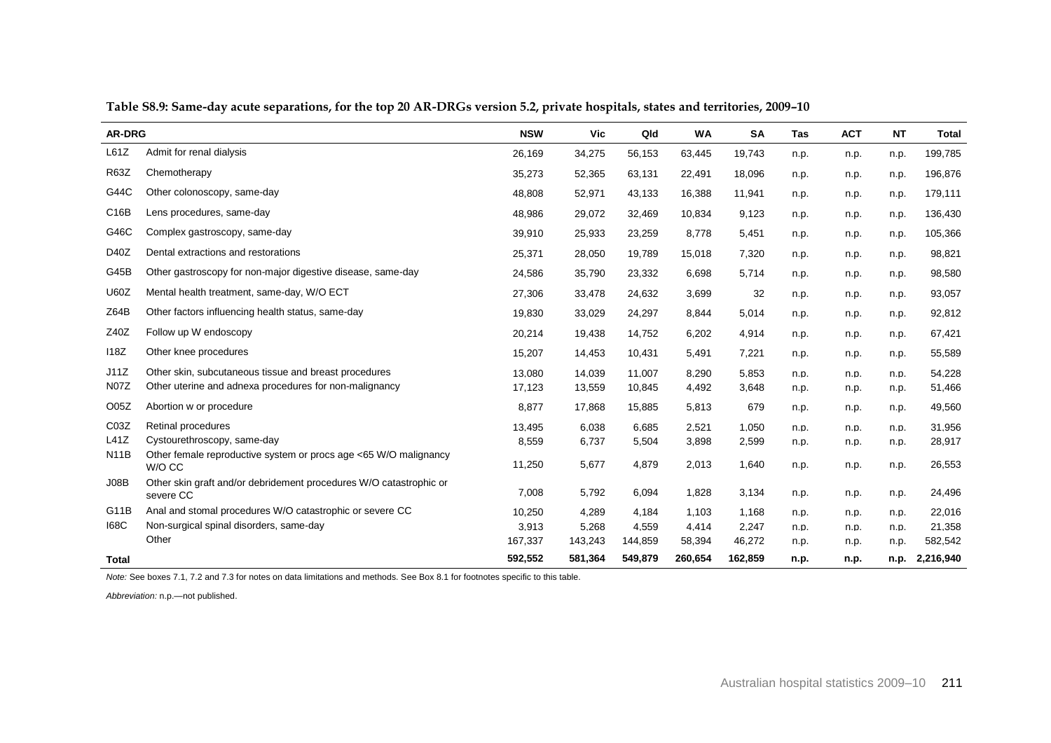**Table S8.9: Same-day acute separations, for the top 20 AR-DRGs version 5.2, private hospitals, states and territories, 2009–10**

| AR-DRG | | NSW | Vic | Qld | WA | SA | Tas | ACT | NT | Total |
|---|---|---|---|---|---|---|---|---|---|---|
| L61Z | Admit for renal dialysis | 26,169 | 34,275 | 56,153 | 63,445 | 19,743 | n.p. | n.p. | n.p. | 199,785 |
| R63Z | Chemotherapy | 35,273 | 52,365 | 63,131 | 22,491 | 18,096 | n.p. | n.p. | n.p. | 196,876 |
| G44C | Other colonoscopy, same-day | 48,808 | 52,971 | 43,133 | 16,388 | 11,941 | n.p. | n.p. | n.p. | 179,111 |
| C16B | Lens procedures, same-day | 48,986 | 29,072 | 32,469 | 10,834 | 9,123 | n.p. | n.p. | n.p. | 136,430 |
| G46C | Complex gastroscopy, same-day | 39,910 | 25,933 | 23,259 | 8,778 | 5,451 | n.p. | n.p. | n.p. | 105,366 |
| D40Z | Dental extractions and restorations | 25,371 | 28,050 | 19,789 | 15,018 | 7,320 | n.p. | n.p. | n.p. | 98,821 |
| G45B | Other gastroscopy for non-major digestive disease, same-day | 24,586 | 35,790 | 23,332 | 6,698 | 5,714 | n.p. | n.p. | n.p. | 98,580 |
| U60Z | Mental health treatment, same-day, W/O ECT | 27,306 | 33,478 | 24,632 | 3,699 | 32 | n.p. | n.p. | n.p. | 93,057 |
| Z64B | Other factors influencing health status, same-day | 19,830 | 33,029 | 24,297 | 8,844 | 5,014 | n.p. | n.p. | n.p. | 92,812 |
| Z40Z | Follow up W endoscopy | 20,214 | 19,438 | 14,752 | 6,202 | 4,914 | n.p. | n.p. | n.p. | 67,421 |
| I18Z | Other knee procedures | 15,207 | 14,453 | 10,431 | 5,491 | 7,221 | n.p. | n.p. | n.p. | 55,589 |
| J11Z | Other skin, subcutaneous tissue and breast procedures | 13,080 | 14,039 | 11,007 | 8,290 | 5,853 | n.p. | n.p. | n.p. | 54,228 |
| N07Z | Other uterine and adnexa procedures for non-malignancy | 17,123 | 13,559 | 10,845 | 4,492 | 3,648 | n.p. | n.p. | n.p. | 51,466 |
| O05Z | Abortion w or procedure | 8,877 | 17,868 | 15,885 | 5,813 | 679 | n.p. | n.p. | n.p. | 49,560 |
| C03Z | Retinal procedures | 13,495 | 6,038 | 6,685 | 2,521 | 1,050 | n.p. | n.p. | n.p. | 31,956 |
| L41Z | Cystourethroscopy, same-day | 8,559 | 6,737 | 5,504 | 3,898 | 2,599 | n.p. | n.p. | n.p. | 28,917 |
| N11B | Other female reproductive system or procs age <65 W/O malignancy W/O CC | 11,250 | 5,677 | 4,879 | 2,013 | 1,640 | n.p. | n.p. | n.p. | 26,553 |
| J08B | Other skin graft and/or debridement procedures W/O catastrophic or severe CC | 7,008 | 5,792 | 6,094 | 1,828 | 3,134 | n.p. | n.p. | n.p. | 24,496 |
| G11B | Anal and stomal procedures W/O catastrophic or severe CC | 10,250 | 4,289 | 4,184 | 1,103 | 1,168 | n.p. | n.p. | n.p. | 22,016 |
| I68C | Non-surgical spinal disorders, same-day | 3,913 | 5,268 | 4,559 | 4,414 | 2,247 | n.p. | n.p. | n.p. | 21,358 |
| | Other | 167,337 | 143,243 | 144,859 | 58,394 | 46,272 | n.p. | n.p. | n.p. | 582,542 |
| **Total** | | **592,552** | **581,364** | **549,879** | **260,654** | **162,859** | **n.p.** | **n.p.** | **n.p.** | **2,216,940** |

*Note:* See boxes 7.1, 7.2 and 7.3 for notes on data limitations and methods. See Box 8.1 for footnotes specific to this table.

*Abbreviation:* n.p.—not published.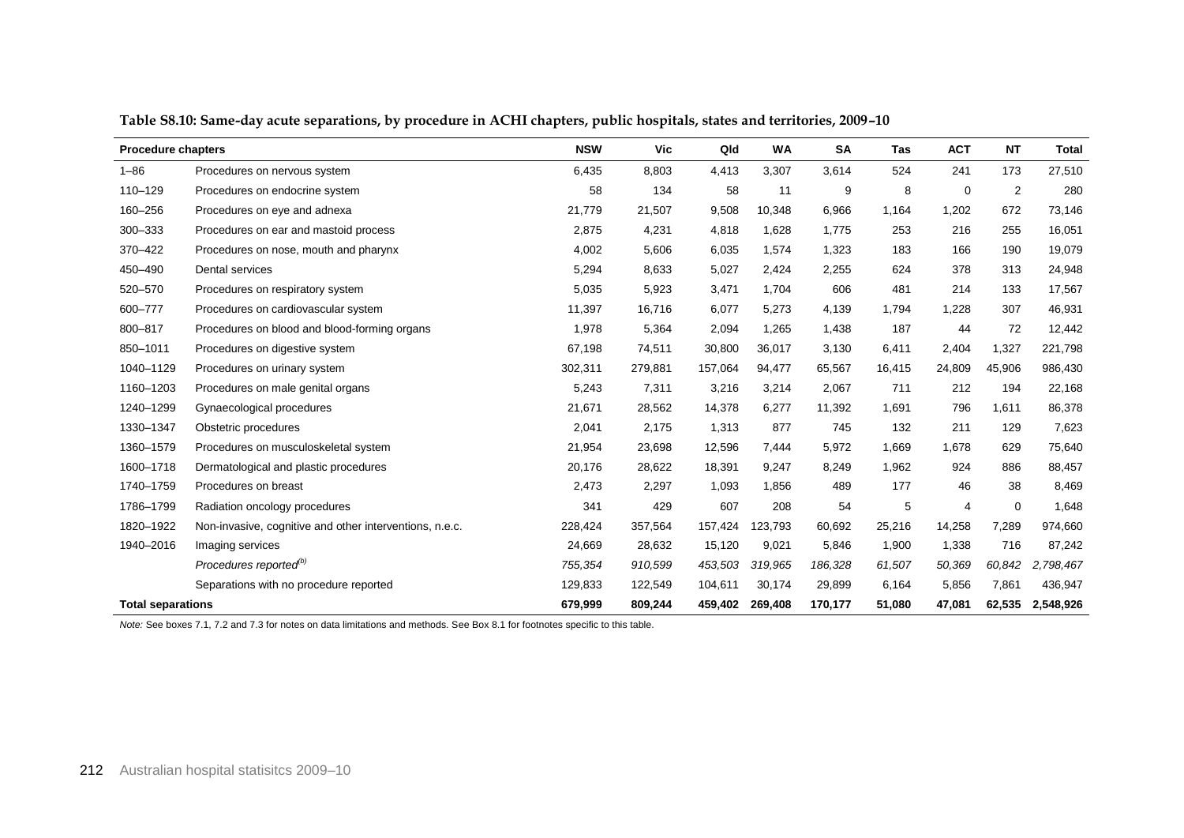**Table S8.10: Same-day acute separations, by procedure in ACHI chapters, public hospitals, states and territories, 2009–10**

| Procedure chapters | | NSW | Vic | Qld | WA | SA | Tas | ACT | NT | Total |
|---|---|---|---|---|---|---|---|---|---|---|
| 1–86 | Procedures on nervous system | 6,435 | 8,803 | 4,413 | 3,307 | 3,614 | 524 | 241 | 173 | 27,510 |
| 110–129 | Procedures on endocrine system | 58 | 134 | 58 | 11 | 9 | 8 | 0 | 2 | 280 |
| 160–256 | Procedures on eye and adnexa | 21,779 | 21,507 | 9,508 | 10,348 | 6,966 | 1,164 | 1,202 | 672 | 73,146 |
| 300–333 | Procedures on ear and mastoid process | 2,875 | 4,231 | 4,818 | 1,628 | 1,775 | 253 | 216 | 255 | 16,051 |
| 370–422 | Procedures on nose, mouth and pharynx | 4,002 | 5,606 | 6,035 | 1,574 | 1,323 | 183 | 166 | 190 | 19,079 |
| 450–490 | Dental services | 5,294 | 8,633 | 5,027 | 2,424 | 2,255 | 624 | 378 | 313 | 24,948 |
| 520–570 | Procedures on respiratory system | 5,035 | 5,923 | 3,471 | 1,704 | 606 | 481 | 214 | 133 | 17,567 |
| 600–777 | Procedures on cardiovascular system | 11,397 | 16,716 | 6,077 | 5,273 | 4,139 | 1,794 | 1,228 | 307 | 46,931 |
| 800–817 | Procedures on blood and blood-forming organs | 1,978 | 5,364 | 2,094 | 1,265 | 1,438 | 187 | 44 | 72 | 12,442 |
| 850–1011 | Procedures on digestive system | 67,198 | 74,511 | 30,800 | 36,017 | 3,130 | 6,411 | 2,404 | 1,327 | 221,798 |
| 1040–1129 | Procedures on urinary system | 302,311 | 279,881 | 157,064 | 94,477 | 65,567 | 16,415 | 24,809 | 45,906 | 986,430 |
| 1160–1203 | Procedures on male genital organs | 5,243 | 7,311 | 3,216 | 3,214 | 2,067 | 711 | 212 | 194 | 22,168 |
| 1240–1299 | Gynaecological procedures | 21,671 | 28,562 | 14,378 | 6,277 | 11,392 | 1,691 | 796 | 1,611 | 86,378 |
| 1330–1347 | Obstetric procedures | 2,041 | 2,175 | 1,313 | 877 | 745 | 132 | 211 | 129 | 7,623 |
| 1360–1579 | Procedures on musculoskeletal system | 21,954 | 23,698 | 12,596 | 7,444 | 5,972 | 1,669 | 1,678 | 629 | 75,640 |
| 1600–1718 | Dermatological and plastic procedures | 20,176 | 28,622 | 18,391 | 9,247 | 8,249 | 1,962 | 924 | 886 | 88,457 |
| 1740–1759 | Procedures on breast | 2,473 | 2,297 | 1,093 | 1,856 | 489 | 177 | 46 | 38 | 8,469 |
| 1786–1799 | Radiation oncology procedures | 341 | 429 | 607 | 208 | 54 | 5 | 4 | 0 | 1,648 |
| 1820–1922 | Non-invasive, cognitive and other interventions, n.e.c. | 228,424 | 357,564 | 157,424 | 123,793 | 60,692 | 25,216 | 14,258 | 7,289 | 974,660 |
| 1940–2016 | Imaging services | 24,669 | 28,632 | 15,120 | 9,021 | 5,846 | 1,900 | 1,338 | 716 | 87,242 |
| | *Procedures reported[(b)]* | *755,354* | *910,599* | *453,503* | *319,965* | *186,328* | *61,507* | *50,369* | *60,842* | *2,798,467* |
| | Separations with no procedure reported | 129,833 | 122,549 | 104,611 | 30,174 | 29,899 | 6,164 | 5,856 | 7,861 | 436,947 |
| **Total separations** | | **679,999** | **809,244** | **459,402** | **269,408** | **170,177** | **51,080** | **47,081** | **62,535** | **2,548,926** |

*Note:* See boxes 7.1, 7.2 and 7.3 for notes on data limitations and methods. See Box 8.1 for footnotes specific to this table.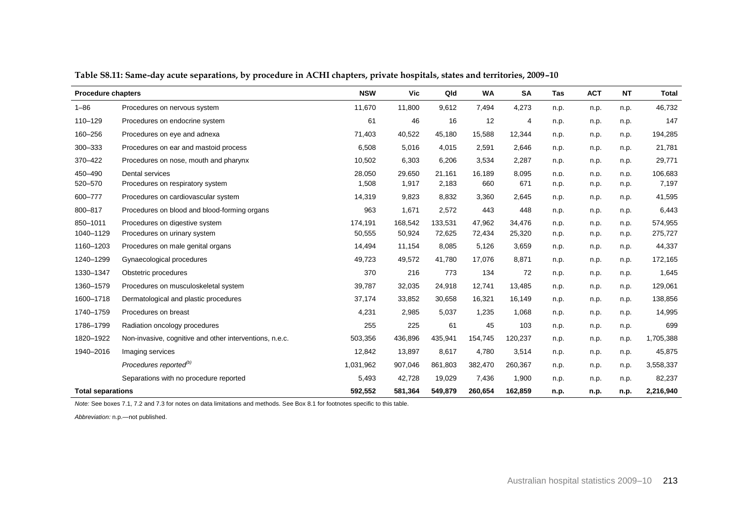**Table S8.11: Same-day acute separations, by procedure in ACHI chapters, private hospitals, states and territories, 2009–10**

| Procedure chapters | | NSW | Vic | Qld | WA | SA | Tas | ACT | NT | Total |
|---|---|---|---|---|---|---|---|---|---|---|
| 1–86 | Procedures on nervous system | 11,670 | 11,800 | 9,612 | 7,494 | 4,273 | n.p. | n.p. | n.p. | 46,732 |
| 110–129 | Procedures on endocrine system | 61 | 46 | 16 | 12 | 4 | n.p. | n.p. | n.p. | 147 |
| 160–256 | Procedures on eye and adnexa | 71,403 | 40,522 | 45,180 | 15,588 | 12,344 | n.p. | n.p. | n.p. | 194,285 |
| 300–333 | Procedures on ear and mastoid process | 6,508 | 5,016 | 4,015 | 2,591 | 2,646 | n.p. | n.p. | n.p. | 21,781 |
| 370–422 | Procedures on nose, mouth and pharynx | 10,502 | 6,303 | 6,206 | 3,534 | 2,287 | n.p. | n.p. | n.p. | 29,771 |
| 450–490 | Dental services | 28,050 | 29,650 | 21,161 | 16,189 | 8,095 | n.p. | n.p. | n.p. | 106,683 |
| 520–570 | Procedures on respiratory system | 1,508 | 1,917 | 2,183 | 660 | 671 | n.p. | n.p. | n.p. | 7,197 |
| 600–777 | Procedures on cardiovascular system | 14,319 | 9,823 | 8,832 | 3,360 | 2,645 | n.p. | n.p. | n.p. | 41,595 |
| 800–817 | Procedures on blood and blood-forming organs | 963 | 1,671 | 2,572 | 443 | 448 | n.p. | n.p. | n.p. | 6,443 |
| 850–1011 | Procedures on digestive system | 174,191 | 168,542 | 133,531 | 47,962 | 34,476 | n.p. | n.p. | n.p. | 574,955 |
| 1040–1129 | Procedures on urinary system | 50,555 | 50,924 | 72,625 | 72,434 | 25,320 | n.p. | n.p. | n.p. | 275,727 |
| 1160–1203 | Procedures on male genital organs | 14,494 | 11,154 | 8,085 | 5,126 | 3,659 | n.p. | n.p. | n.p. | 44,337 |
| 1240–1299 | Gynaecological procedures | 49,723 | 49,572 | 41,780 | 17,076 | 8,871 | n.p. | n.p. | n.p. | 172,165 |
| 1330–1347 | Obstetric procedures | 370 | 216 | 773 | 134 | 72 | n.p. | n.p. | n.p. | 1,645 |
| 1360–1579 | Procedures on musculoskeletal system | 39,787 | 32,035 | 24,918 | 12,741 | 13,485 | n.p. | n.p. | n.p. | 129,061 |
| 1600–1718 | Dermatological and plastic procedures | 37,174 | 33,852 | 30,658 | 16,321 | 16,149 | n.p. | n.p. | n.p. | 138,856 |
| 1740–1759 | Procedures on breast | 4,231 | 2,985 | 5,037 | 1,235 | 1,068 | n.p. | n.p. | n.p. | 14,995 |
| 1786–1799 | Radiation oncology procedures | 255 | 225 | 61 | 45 | 103 | n.p. | n.p. | n.p. | 699 |
| 1820–1922 | Non-invasive, cognitive and other interventions, n.e.c. | 503,356 | 436,896 | 435,941 | 154,745 | 120,237 | n.p. | n.p. | n.p. | 1,705,388 |
| 1940–2016 | Imaging services | 12,842 | 13,897 | 8,617 | 4,780 | 3,514 | n.p. | n.p. | n.p. | 45,875 |
| | *Procedures reported*[(b)] | 1,031,962 | 907,046 | 861,803 | 382,470 | 260,367 | n.p. | n.p. | n.p. | 3,558,337 |
| | Separations with no procedure reported | 5,493 | 42,728 | 19,029 | 7,436 | 1,900 | n.p. | n.p. | n.p. | 82,237 |
| **Total separations** | | **592,552** | **581,364** | **549,879** | **260,654** | **162,859** | **n.p.** | **n.p.** | **n.p.** | **2,216,940** |

*Note:* See boxes 7.1, 7.2 and 7.3 for notes on data limitations and methods. See Box 8.1 for footnotes specific to this table.

*Abbreviation:* n.p.—not published.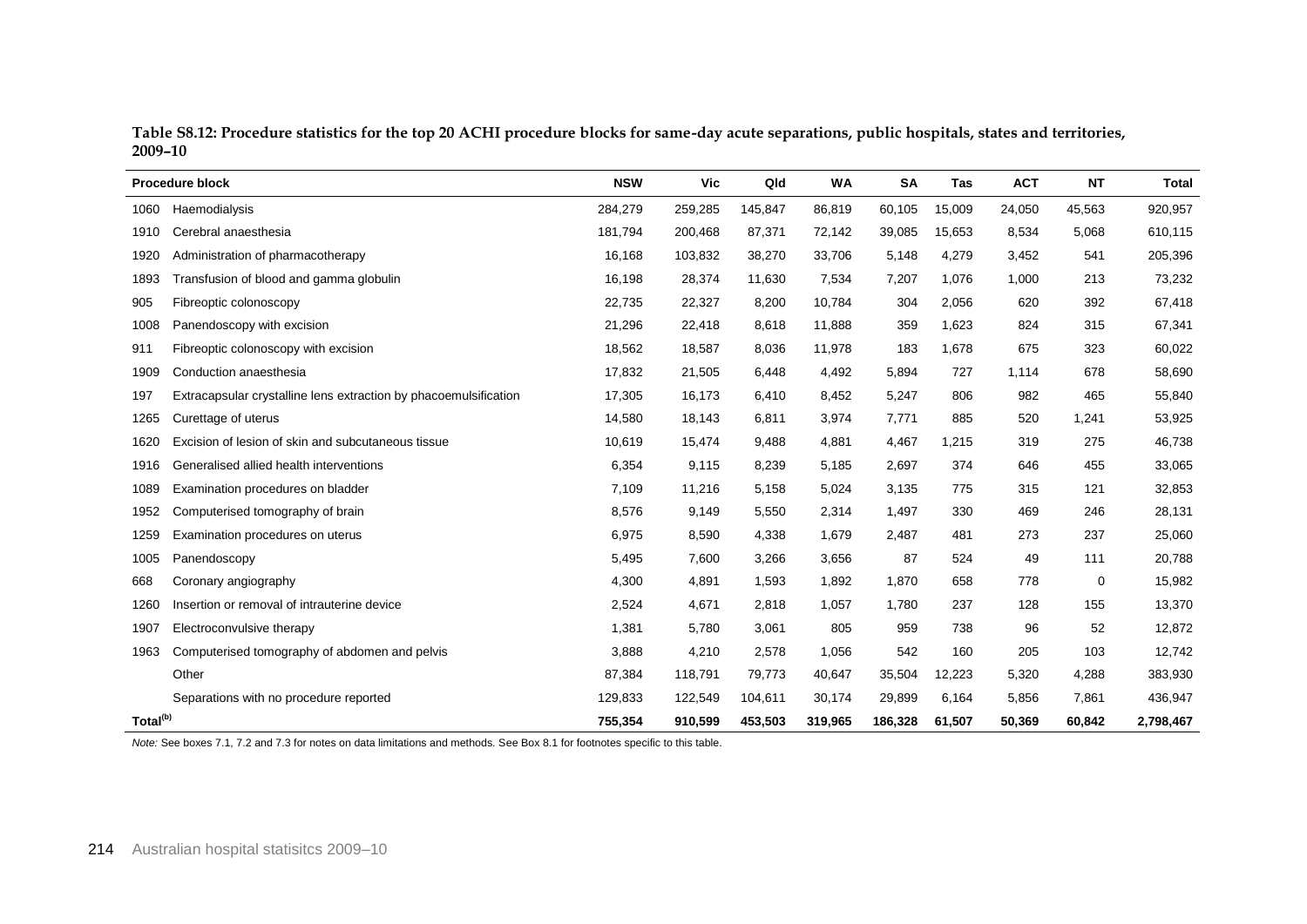**Table S8.12: Procedure statistics for the top 20 ACHI procedure blocks for same-day acute separations, public hospitals, states and territories, 2009–10**

| Procedure block | | NSW | Vic | Qld | WA | SA | Tas | ACT | NT | Total |
|---|---|---|---|---|---|---|---|---|---|---|
| 1060 | Haemodialysis | 284,279 | 259,285 | 145,847 | 86,819 | 60,105 | 15,009 | 24,050 | 45,563 | 920,957 |
| 1910 | Cerebral anaesthesia | 181,794 | 200,468 | 87,371 | 72,142 | 39,085 | 15,653 | 8,534 | 5,068 | 610,115 |
| 1920 | Administration of pharmacotherapy | 16,168 | 103,832 | 38,270 | 33,706 | 5,148 | 4,279 | 3,452 | 541 | 205,396 |
| 1893 | Transfusion of blood and gamma globulin | 16,198 | 28,374 | 11,630 | 7,534 | 7,207 | 1,076 | 1,000 | 213 | 73,232 |
| 905 | Fibreoptic colonoscopy | 22,735 | 22,327 | 8,200 | 10,784 | 304 | 2,056 | 620 | 392 | 67,418 |
| 1008 | Panendoscopy with excision | 21,296 | 22,418 | 8,618 | 11,888 | 359 | 1,623 | 824 | 315 | 67,341 |
| 911 | Fibreoptic colonoscopy with excision | 18,562 | 18,587 | 8,036 | 11,978 | 183 | 1,678 | 675 | 323 | 60,022 |
| 1909 | Conduction anaesthesia | 17,832 | 21,505 | 6,448 | 4,492 | 5,894 | 727 | 1,114 | 678 | 58,690 |
| 197 | Extracapsular crystalline lens extraction by phacoemulsification | 17,305 | 16,173 | 6,410 | 8,452 | 5,247 | 806 | 982 | 465 | 55,840 |
| 1265 | Curettage of uterus | 14,580 | 18,143 | 6,811 | 3,974 | 7,771 | 885 | 520 | 1,241 | 53,925 |
| 1620 | Excision of lesion of skin and subcutaneous tissue | 10,619 | 15,474 | 9,488 | 4,881 | 4,467 | 1,215 | 319 | 275 | 46,738 |
| 1916 | Generalised allied health interventions | 6,354 | 9,115 | 8,239 | 5,185 | 2,697 | 374 | 646 | 455 | 33,065 |
| 1089 | Examination procedures on bladder | 7,109 | 11,216 | 5,158 | 5,024 | 3,135 | 775 | 315 | 121 | 32,853 |
| 1952 | Computerised tomography of brain | 8,576 | 9,149 | 5,550 | 2,314 | 1,497 | 330 | 469 | 246 | 28,131 |
| 1259 | Examination procedures on uterus | 6,975 | 8,590 | 4,338 | 1,679 | 2,487 | 481 | 273 | 237 | 25,060 |
| 1005 | Panendoscopy | 5,495 | 7,600 | 3,266 | 3,656 | 87 | 524 | 49 | 111 | 20,788 |
| 668 | Coronary angiography | 4,300 | 4,891 | 1,593 | 1,892 | 1,870 | 658 | 778 | 0 | 15,982 |
| 1260 | Insertion or removal of intrauterine device | 2,524 | 4,671 | 2,818 | 1,057 | 1,780 | 237 | 128 | 155 | 13,370 |
| 1907 | Electroconvulsive therapy | 1,381 | 5,780 | 3,061 | 805 | 959 | 738 | 96 | 52 | 12,872 |
| 1963 | Computerised tomography of abdomen and pelvis | 3,888 | 4,210 | 2,578 | 1,056 | 542 | 160 | 205 | 103 | 12,742 |
| | Other | 87,384 | 118,791 | 79,773 | 40,647 | 35,504 | 12,223 | 5,320 | 4,288 | 383,930 |
| | Separations with no procedure reported | 129,833 | 122,549 | 104,611 | 30,174 | 29,899 | 6,164 | 5,856 | 7,861 | 436,947 |
| **Total[(b)]** | | **755,354** | **910,599** | **453,503** | **319,965** | **186,328** | **61,507** | **50,369** | **60,842** | **2,798,467** |

*Note:* See boxes 7.1, 7.2 and 7.3 for notes on data limitations and methods. See Box 8.1 for footnotes specific to this table.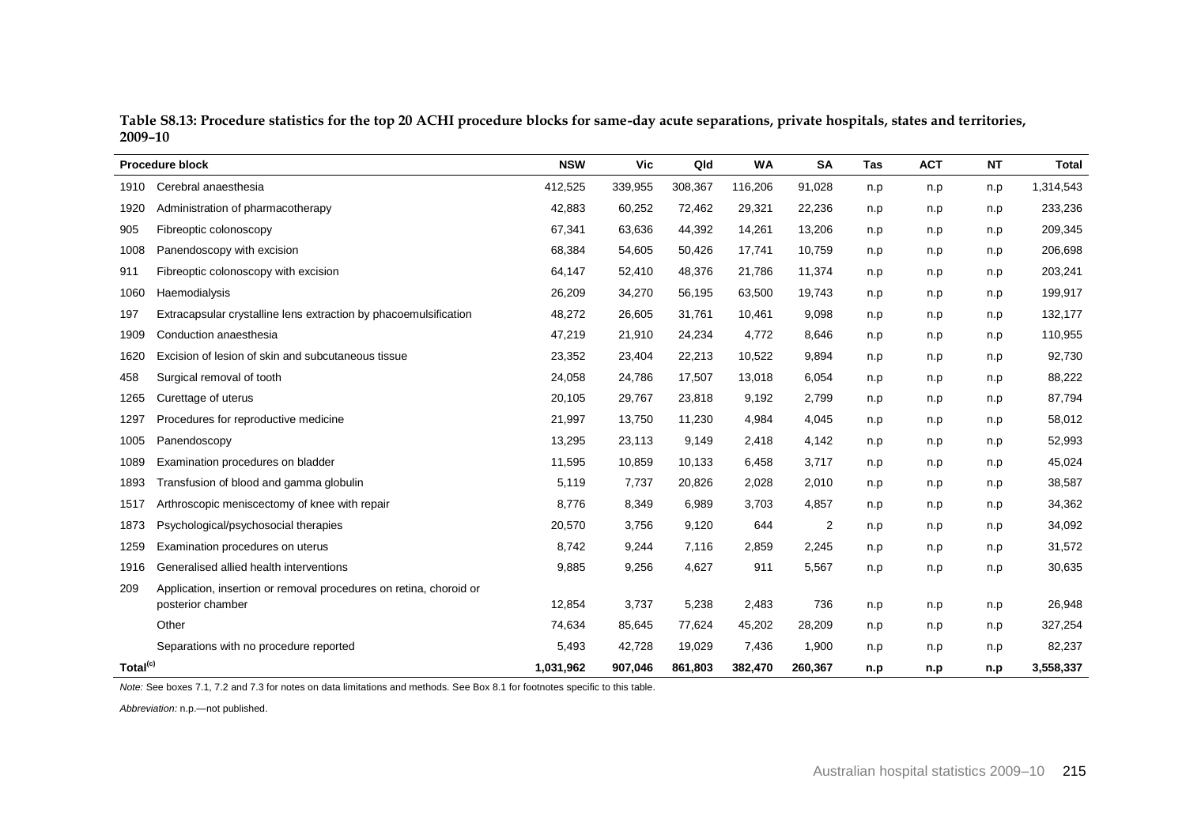**Table S8.13: Procedure statistics for the top 20 ACHI procedure blocks for same-day acute separations, private hospitals, states and territories, 2009–10**

| Procedure block | | NSW | Vic | Qld | WA | SA | Tas | ACT | NT | Total |
|---|---|---|---|---|---|---|---|---|---|---|
| 1910 | Cerebral anaesthesia | 412,525 | 339,955 | 308,367 | 116,206 | 91,028 | n.p | n.p | n.p | 1,314,543 |
| 1920 | Administration of pharmacotherapy | 42,883 | 60,252 | 72,462 | 29,321 | 22,236 | n.p | n.p | n.p | 233,236 |
| 905 | Fibreoptic colonoscopy | 67,341 | 63,636 | 44,392 | 14,261 | 13,206 | n.p | n.p | n.p | 209,345 |
| 1008 | Panendoscopy with excision | 68,384 | 54,605 | 50,426 | 17,741 | 10,759 | n.p | n.p | n.p | 206,698 |
| 911 | Fibreoptic colonoscopy with excision | 64,147 | 52,410 | 48,376 | 21,786 | 11,374 | n.p | n.p | n.p | 203,241 |
| 1060 | Haemodialysis | 26,209 | 34,270 | 56,195 | 63,500 | 19,743 | n.p | n.p | n.p | 199,917 |
| 197 | Extracapsular crystalline lens extraction by phacoemulsification | 48,272 | 26,605 | 31,761 | 10,461 | 9,098 | n.p | n.p | n.p | 132,177 |
| 1909 | Conduction anaesthesia | 47,219 | 21,910 | 24,234 | 4,772 | 8,646 | n.p | n.p | n.p | 110,955 |
| 1620 | Excision of lesion of skin and subcutaneous tissue | 23,352 | 23,404 | 22,213 | 10,522 | 9,894 | n.p | n.p | n.p | 92,730 |
| 458 | Surgical removal of tooth | 24,058 | 24,786 | 17,507 | 13,018 | 6,054 | n.p | n.p | n.p | 88,222 |
| 1265 | Curettage of uterus | 20,105 | 29,767 | 23,818 | 9,192 | 2,799 | n.p | n.p | n.p | 87,794 |
| 1297 | Procedures for reproductive medicine | 21,997 | 13,750 | 11,230 | 4,984 | 4,045 | n.p | n.p | n.p | 58,012 |
| 1005 | Panendoscopy | 13,295 | 23,113 | 9,149 | 2,418 | 4,142 | n.p | n.p | n.p | 52,993 |
| 1089 | Examination procedures on bladder | 11,595 | 10,859 | 10,133 | 6,458 | 3,717 | n.p | n.p | n.p | 45,024 |
| 1893 | Transfusion of blood and gamma globulin | 5,119 | 7,737 | 20,826 | 2,028 | 2,010 | n.p | n.p | n.p | 38,587 |
| 1517 | Arthroscopic meniscectomy of knee with repair | 8,776 | 8,349 | 6,989 | 3,703 | 4,857 | n.p | n.p | n.p | 34,362 |
| 1873 | Psychological/psychosocial therapies | 20,570 | 3,756 | 9,120 | 644 | 2 | n.p | n.p | n.p | 34,092 |
| 1259 | Examination procedures on uterus | 8,742 | 9,244 | 7,116 | 2,859 | 2,245 | n.p | n.p | n.p | 31,572 |
| 1916 | Generalised allied health interventions | 9,885 | 9,256 | 4,627 | 911 | 5,567 | n.p | n.p | n.p | 30,635 |
| 209 | Application, insertion or removal procedures on retina, choroid or posterior chamber | 12,854 | 3,737 | 5,238 | 2,483 | 736 | n.p | n.p | n.p | 26,948 |
| | Other | 74,634 | 85,645 | 77,624 | 45,202 | 28,209 | n.p | n.p | n.p | 327,254 |
| | Separations with no procedure reported | 5,493 | 42,728 | 19,029 | 7,436 | 1,900 | n.p | n.p | n.p | 82,237 |
| **Total[(c)]** | | **1,031,962** | **907,046** | **861,803** | **382,470** | **260,367** | **n.p** | **n.p** | **n.p** | **3,558,337** |

*Note:* See boxes 7.1, 7.2 and 7.3 for notes on data limitations and methods. See Box 8.1 for footnotes specific to this table.

*Abbreviation:* n.p.—not published.